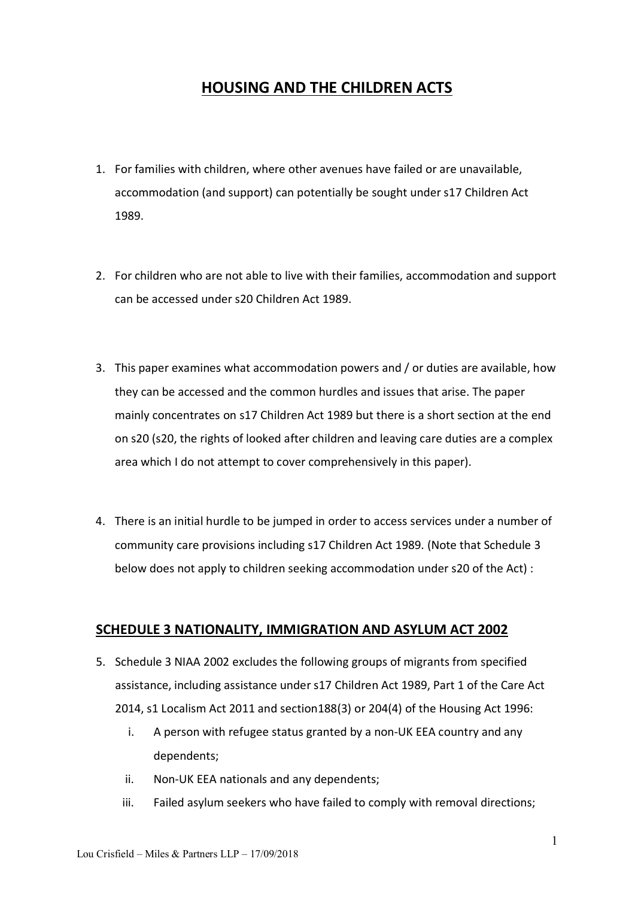# HOUSING AND THE CHILDREN ACTS

1. For families with children, where other avenues have failed or are unavailable, accommodation (and support) can potentially be sought under s17 Children Act 1989.

2. For children who are not able to live with their families, accommodation and support can be accessed under s20 Children Act 1989.

3. This paper examines what accommodation powers and / or duties are available, how they can be accessed and the common hurdles and issues that arise. The paper mainly concentrates on s17 Children Act 1989 but there is a short section at the end on s20 (s20, the rights of looked after children and leaving care duties are a complex area which I do not attempt to cover comprehensively in this paper).

4. There is an initial hurdle to be jumped in order to access services under a number of community care provisions including s17 Children Act 1989. (Note that Schedule 3 below does not apply to children seeking accommodation under s20 of the Act) :

## SCHEDULE 3 NATIONALITY, IMMIGRATION AND ASYLUM ACT 2002

5. Schedule 3 NIAA 2002 excludes the following groups of migrants from specified assistance, including assistance under s17 Children Act 1989, Part 1 of the Care Act 2014, s1 Localism Act 2011 and section188(3) or 204(4) of the Housing Act 1996:
   i. A person with refugee status granted by a non-UK EEA country and any dependents;
   ii. Non-UK EEA nationals and any dependents;
   iii. Failed asylum seekers who have failed to comply with removal directions;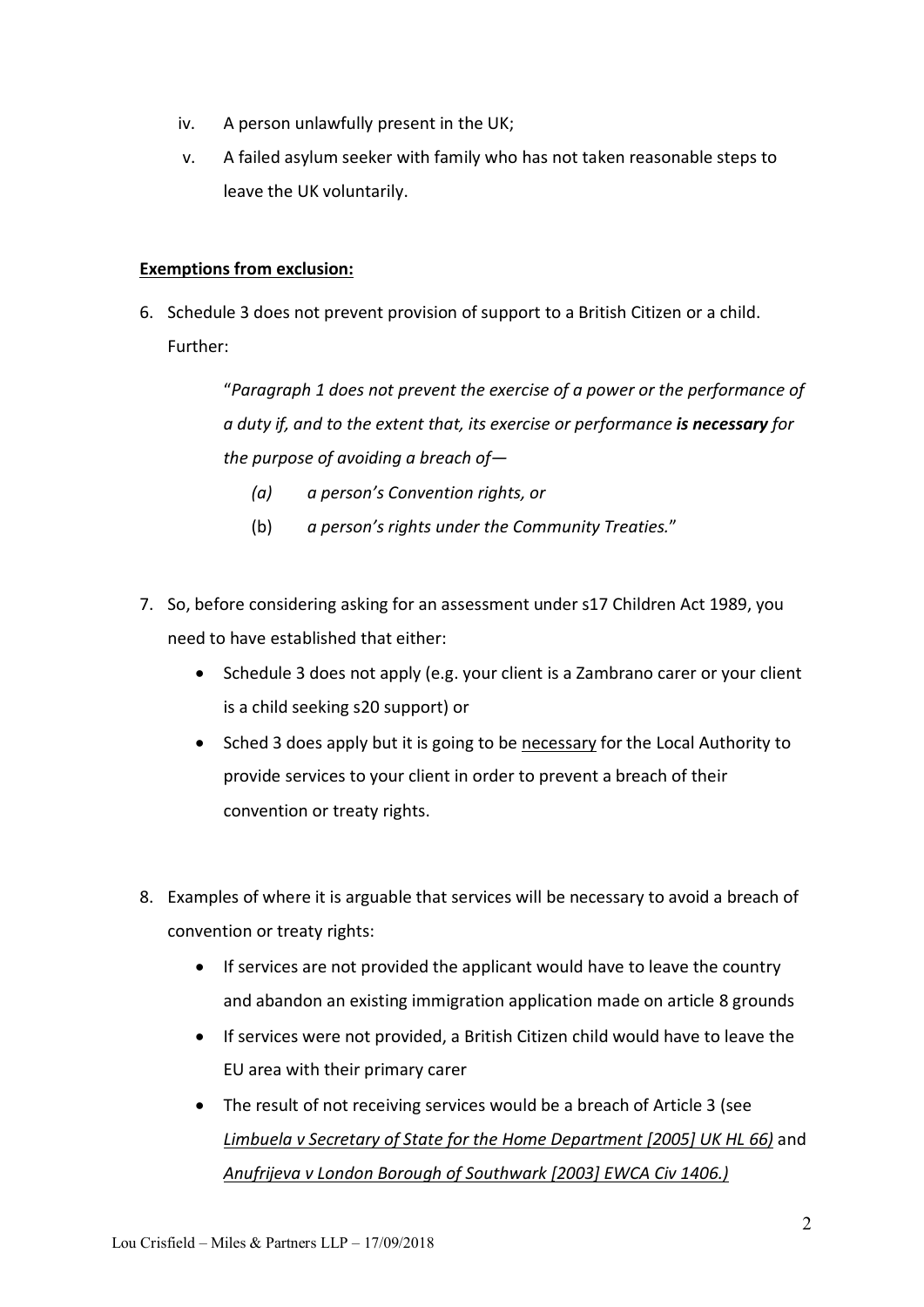iv. A person unlawfully present in the UK;

v. A failed asylum seeker with family who has not taken reasonable steps to leave the UK voluntarily.

**<u>Exemptions from exclusion:</u>**

6. Schedule 3 does not prevent provision of support to a British Citizen or a child. Further:

   > "*Paragraph 1 does not prevent the exercise of a power or the performance of a duty if, and to the extent that, its exercise or performance **is necessary** for the purpose of avoiding a breach of—*
   >
   > *(a) a person's Convention rights, or*
   >
   > (b) *a person's rights under the Community Treaties.*"

7. So, before considering asking for an assessment under s17 Children Act 1989, you need to have established that either:
   - Schedule 3 does not apply (e.g. your client is a Zambrano carer or your client is a child seeking s20 support) or
   - Sched 3 does apply but it is going to be <u>necessary</u> for the Local Authority to provide services to your client in order to prevent a breach of their convention or treaty rights.

8. Examples of where it is arguable that services will be necessary to avoid a breach of convention or treaty rights:
   - If services are not provided the applicant would have to leave the country and abandon an existing immigration application made on article 8 grounds
   - If services were not provided, a British Citizen child would have to leave the EU area with their primary carer
   - The result of not receiving services would be a breach of Article 3 (see <u>*Limbuela v Secretary of State for the Home Department [2005] UK HL 66)*</u> and <u>*Anufrijeva v London Borough of Southwark [2003] EWCA Civ 1406.)*</u>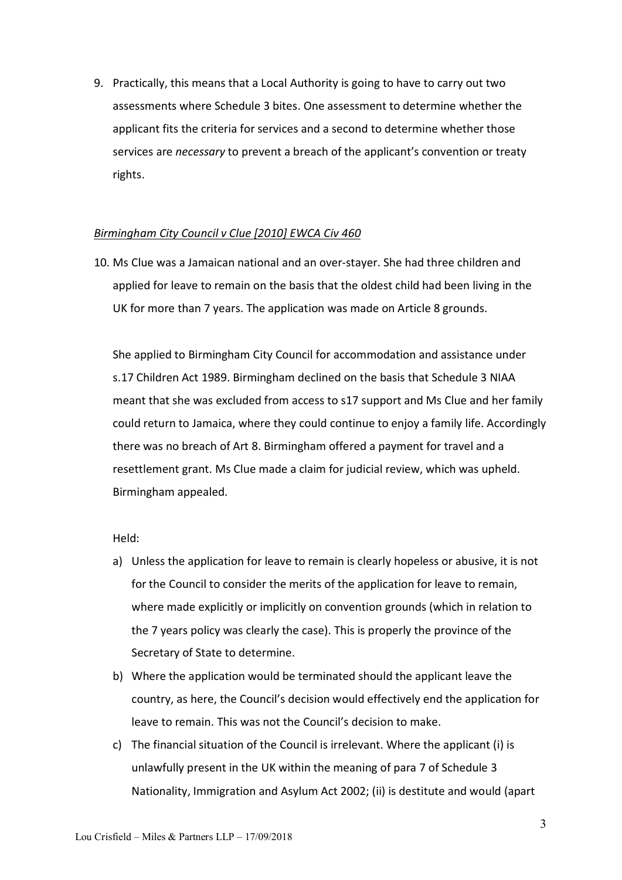9. Practically, this means that a Local Authority is going to have to carry out two assessments where Schedule 3 bites. One assessment to determine whether the applicant fits the criteria for services and a second to determine whether those services are *necessary* to prevent a breach of the applicant's convention or treaty rights.

*Birmingham City Council v Clue [2010] EWCA Civ 460*

10. Ms Clue was a Jamaican national and an over-stayer. She had three children and applied for leave to remain on the basis that the oldest child had been living in the UK for more than 7 years. The application was made on Article 8 grounds.

    She applied to Birmingham City Council for accommodation and assistance under s.17 Children Act 1989. Birmingham declined on the basis that Schedule 3 NIAA meant that she was excluded from access to s17 support and Ms Clue and her family could return to Jamaica, where they could continue to enjoy a family life. Accordingly there was no breach of Art 8. Birmingham offered a payment for travel and a resettlement grant. Ms Clue made a claim for judicial review, which was upheld. Birmingham appealed.

    Held:

    a) Unless the application for leave to remain is clearly hopeless or abusive, it is not for the Council to consider the merits of the application for leave to remain, where made explicitly or implicitly on convention grounds (which in relation to the 7 years policy was clearly the case). This is properly the province of the Secretary of State to determine.
    b) Where the application would be terminated should the applicant leave the country, as here, the Council's decision would effectively end the application for leave to remain. This was not the Council's decision to make.
    c) The financial situation of the Council is irrelevant. Where the applicant (i) is unlawfully present in the UK within the meaning of para 7 of Schedule 3 Nationality, Immigration and Asylum Act 2002; (ii) is destitute and would (apart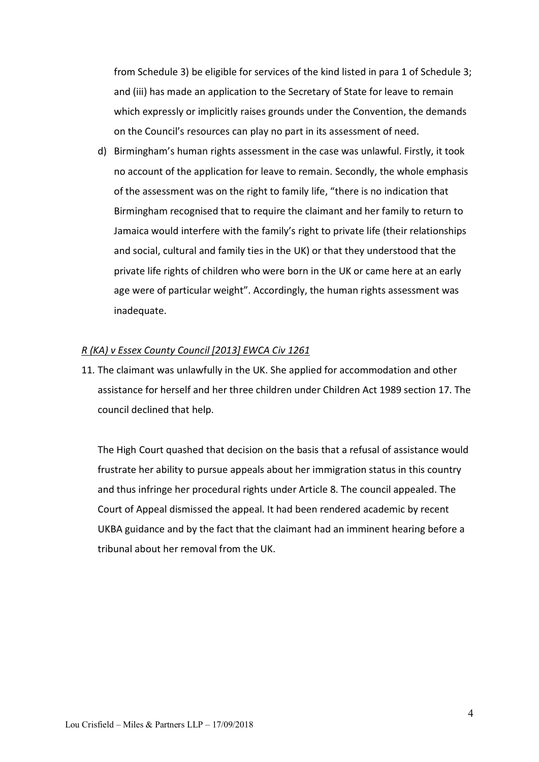from Schedule 3) be eligible for services of the kind listed in para 1 of Schedule 3; and (iii) has made an application to the Secretary of State for leave to remain which expressly or implicitly raises grounds under the Convention, the demands on the Council's resources can play no part in its assessment of need.

d) Birmingham's human rights assessment in the case was unlawful. Firstly, it took no account of the application for leave to remain. Secondly, the whole emphasis of the assessment was on the right to family life, "there is no indication that Birmingham recognised that to require the claimant and her family to return to Jamaica would interfere with the family's right to private life (their relationships and social, cultural and family ties in the UK) or that they understood that the private life rights of children who were born in the UK or came here at an early age were of particular weight". Accordingly, the human rights assessment was inadequate.

*R (KA) v Essex County Council [2013] EWCA Civ 1261*

11. The claimant was unlawfully in the UK. She applied for accommodation and other assistance for herself and her three children under Children Act 1989 section 17. The council declined that help.

    The High Court quashed that decision on the basis that a refusal of assistance would frustrate her ability to pursue appeals about her immigration status in this country and thus infringe her procedural rights under Article 8. The council appealed. The Court of Appeal dismissed the appeal. It had been rendered academic by recent UKBA guidance and by the fact that the claimant had an imminent hearing before a tribunal about her removal from the UK.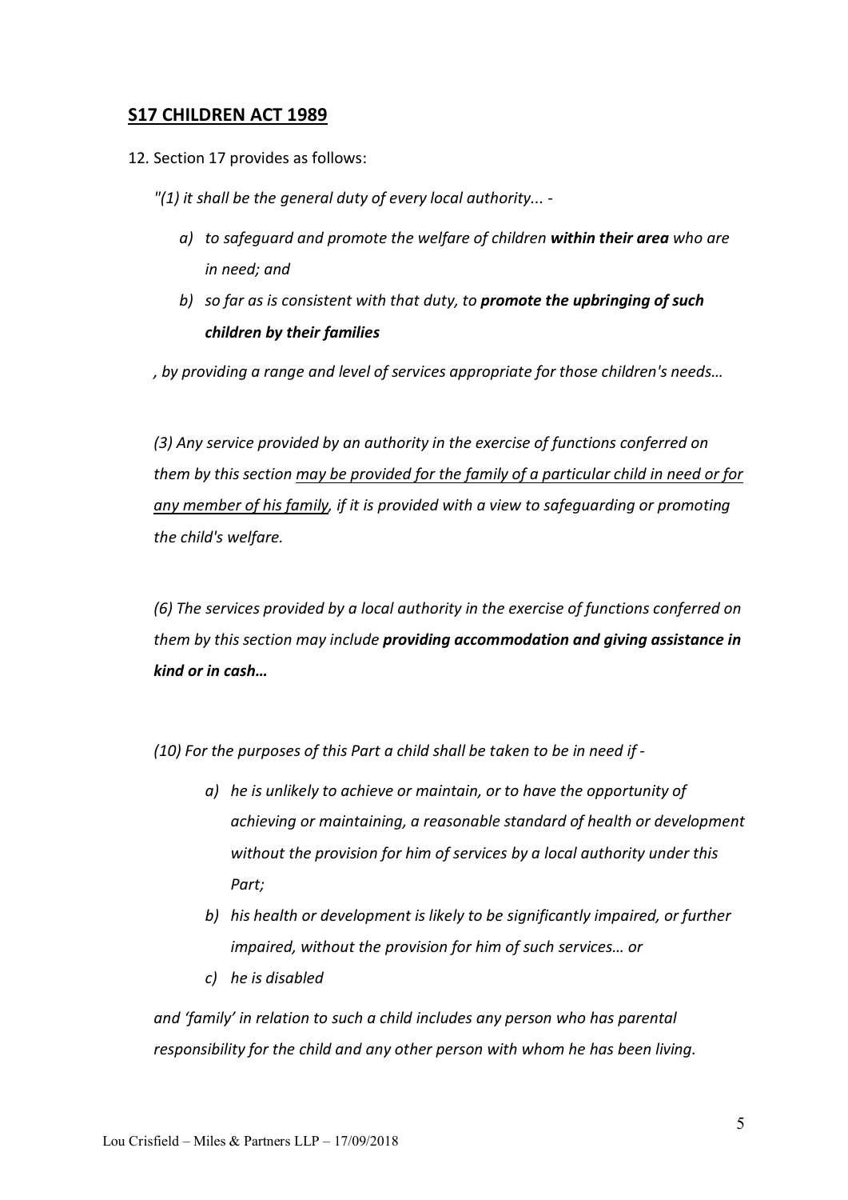## S17 CHILDREN ACT 1989

12. Section 17 provides as follows:

*"(1) it shall be the general duty of every local authority... -*

> *a) to safeguard and promote the welfare of children **within their area** who are in need; and*
>
> *b) so far as is consistent with that duty, to **promote the upbringing of such children by their families***

*, by providing a range and level of services appropriate for those children's needs…*

*(3) Any service provided by an authority in the exercise of functions conferred on them by this section <u>may be provided for the family of a particular child in need or for any member of his family</u>, if it is provided with a view to safeguarding or promoting the child's welfare.*

*(6) The services provided by a local authority in the exercise of functions conferred on them by this section may include **providing accommodation and giving assistance in kind or in cash…***

*(10) For the purposes of this Part a child shall be taken to be in need if -*

> *a) he is unlikely to achieve or maintain, or to have the opportunity of achieving or maintaining, a reasonable standard of health or development without the provision for him of services by a local authority under this Part;*
>
> *b) his health or development is likely to be significantly impaired, or further impaired, without the provision for him of such services… or*
>
> *c) he is disabled*

*and 'family' in relation to such a child includes any person who has parental responsibility for the child and any other person with whom he has been living.*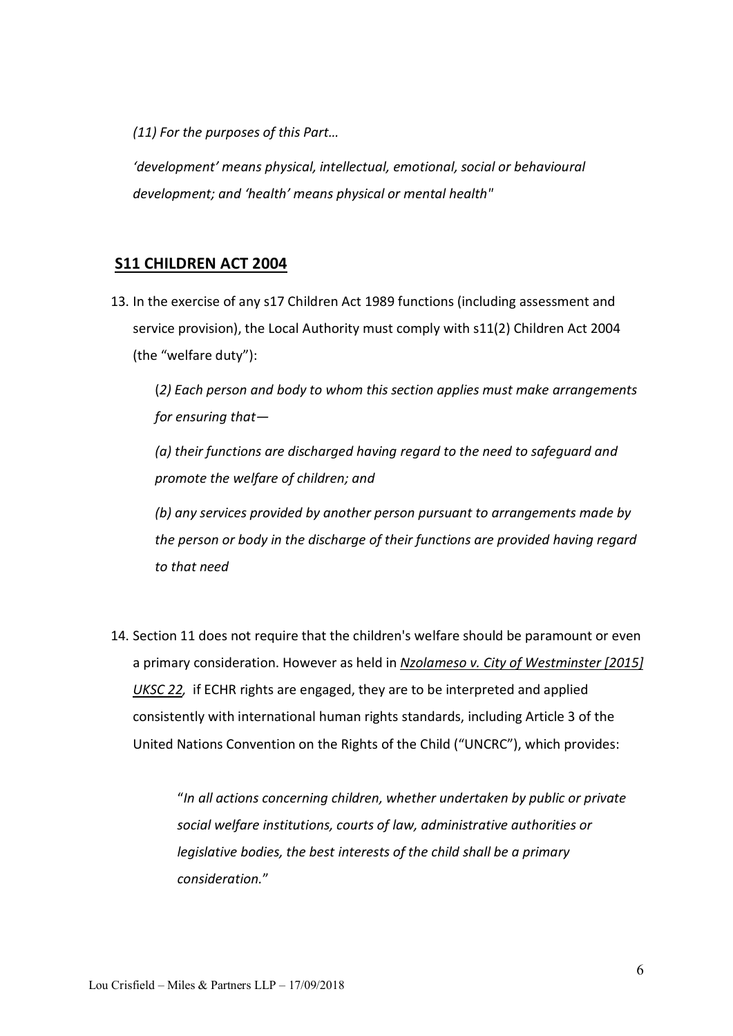*(11) For the purposes of this Part…*

*'development' means physical, intellectual, emotional, social or behavioural development; and 'health' means physical or mental health"*

## **S11 CHILDREN ACT 2004**

13. In the exercise of any s17 Children Act 1989 functions (including assessment and service provision), the Local Authority must comply with s11(2) Children Act 2004 (the "welfare duty"):

    (*2) Each person and body to whom this section applies must make arrangements for ensuring that—*

    *(a) their functions are discharged having regard to the need to safeguard and promote the welfare of children; and*

    *(b) any services provided by another person pursuant to arrangements made by the person or body in the discharge of their functions are provided having regard to that need*

14. Section 11 does not require that the children's welfare should be paramount or even a primary consideration. However as held in *Nzolameso v. City of Westminster [2015] UKSC 22*, if ECHR rights are engaged, they are to be interpreted and applied consistently with international human rights standards, including Article 3 of the United Nations Convention on the Rights of the Child ("UNCRC"), which provides:

    "*In all actions concerning children, whether undertaken by public or private social welfare institutions, courts of law, administrative authorities or legislative bodies, the best interests of the child shall be a primary consideration.*"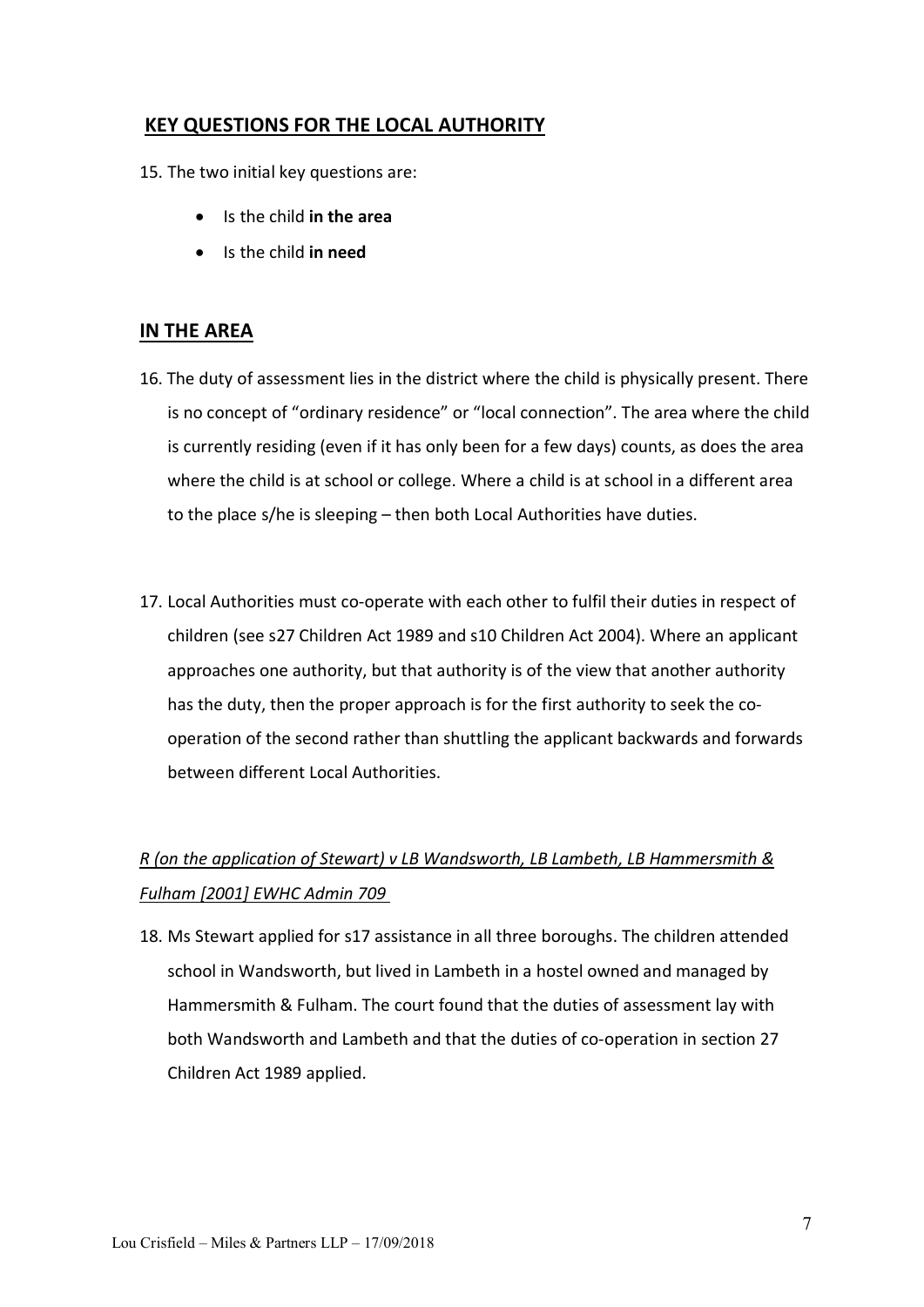## KEY QUESTIONS FOR THE LOCAL AUTHORITY

15. The two initial key questions are:

- Is the child **in the area**
- Is the child **in need**

## IN THE AREA

16. The duty of assessment lies in the district where the child is physically present. There is no concept of "ordinary residence" or "local connection". The area where the child is currently residing (even if it has only been for a few days) counts, as does the area where the child is at school or college. Where a child is at school in a different area to the place s/he is sleeping – then both Local Authorities have duties.

17. Local Authorities must co-operate with each other to fulfil their duties in respect of children (see s27 Children Act 1989 and s10 Children Act 2004). Where an applicant approaches one authority, but that authority is of the view that another authority has the duty, then the proper approach is for the first authority to seek the co-operation of the second rather than shuttling the applicant backwards and forwards between different Local Authorities.

*R (on the application of Stewart) v LB Wandsworth, LB Lambeth, LB Hammersmith & Fulham [2001] EWHC Admin 709*

18. Ms Stewart applied for s17 assistance in all three boroughs. The children attended school in Wandsworth, but lived in Lambeth in a hostel owned and managed by Hammersmith & Fulham. The court found that the duties of assessment lay with both Wandsworth and Lambeth and that the duties of co-operation in section 27 Children Act 1989 applied.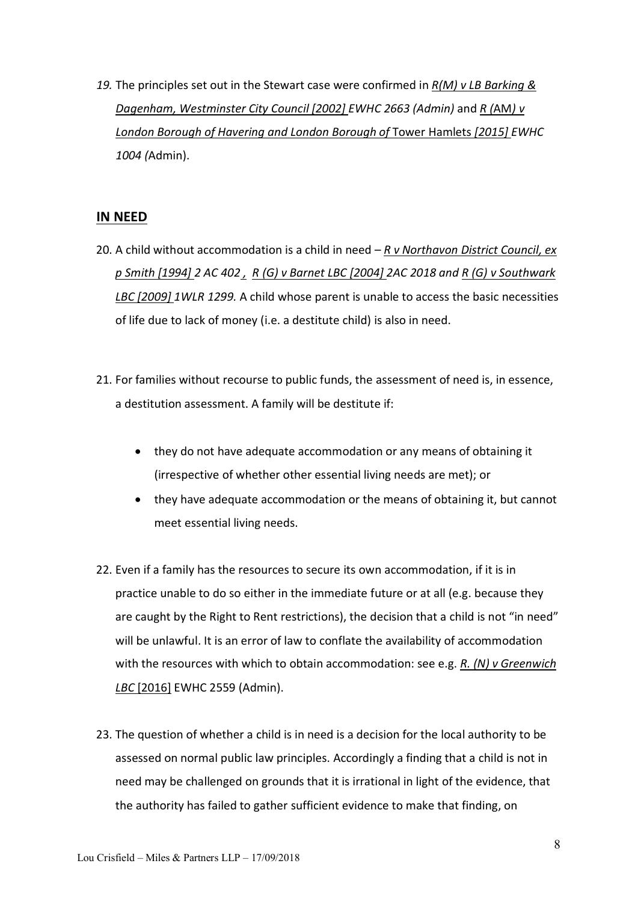*19.* The principles set out in the Stewart case were confirmed in *R(M) v LB Barking & Dagenham, Westminster City Council [2002] EWHC 2663 (Admin)* and *R (AM) v London Borough of Havering and London Borough of Tower Hamlets [2015] EWHC 1004 (Admin).*

## IN NEED

20. A child without accommodation is a child in need – *R v Northavon District Council, ex p Smith [1994] 2 AC 402 , R (G) v Barnet LBC [2004] 2AC 2018 and R (G) v Southwark LBC [2009] 1WLR 1299.* A child whose parent is unable to access the basic necessities of life due to lack of money (i.e. a destitute child) is also in need.

21. For families without recourse to public funds, the assessment of need is, in essence, a destitution assessment. A family will be destitute if:

   - they do not have adequate accommodation or any means of obtaining it (irrespective of whether other essential living needs are met); or
   - they have adequate accommodation or the means of obtaining it, but cannot meet essential living needs.

22. Even if a family has the resources to secure its own accommodation, if it is in practice unable to do so either in the immediate future or at all (e.g. because they are caught by the Right to Rent restrictions), the decision that a child is not "in need" will be unlawful. It is an error of law to conflate the availability of accommodation with the resources with which to obtain accommodation: see e.g. *R. (N) v Greenwich LBC* [2016] EWHC 2559 (Admin).

23. The question of whether a child is in need is a decision for the local authority to be assessed on normal public law principles. Accordingly a finding that a child is not in need may be challenged on grounds that it is irrational in light of the evidence, that the authority has failed to gather sufficient evidence to make that finding, on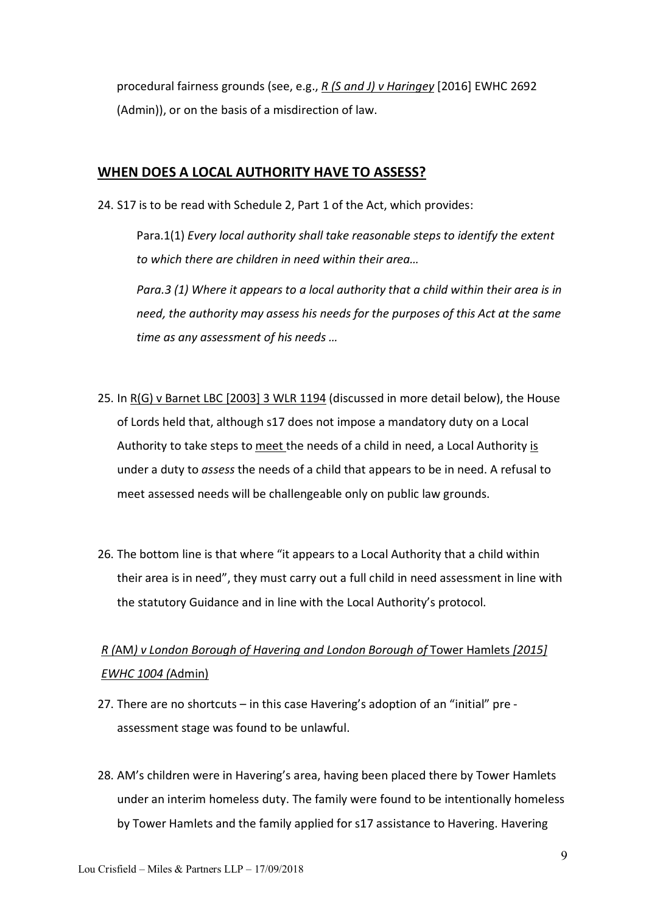procedural fairness grounds (see, e.g., *R (S and J) v Haringey* [2016] EWHC 2692 (Admin)), or on the basis of a misdirection of law.

## WHEN DOES A LOCAL AUTHORITY HAVE TO ASSESS?

24. S17 is to be read with Schedule 2, Part 1 of the Act, which provides:

    Para.1(1) *Every local authority shall take reasonable steps to identify the extent to which there are children in need within their area…*

    *Para.3 (1) Where it appears to a local authority that a child within their area is in need, the authority may assess his needs for the purposes of this Act at the same time as any assessment of his needs …*

25. In R(G) v Barnet LBC [2003] 3 WLR 1194 (discussed in more detail below), the House of Lords held that, although s17 does not impose a mandatory duty on a Local Authority to take steps to meet the needs of a child in need, a Local Authority is under a duty to *assess* the needs of a child that appears to be in need. A refusal to meet assessed needs will be challengeable only on public law grounds.

26. The bottom line is that where "it appears to a Local Authority that a child within their area is in need", they must carry out a full child in need assessment in line with the statutory Guidance and in line with the Local Authority's protocol.

*R (AM) v London Borough of Havering and London Borough of Tower Hamlets [2015] EWHC 1004 (Admin)*

27. There are no shortcuts – in this case Havering's adoption of an "initial" pre - assessment stage was found to be unlawful.

28. AM's children were in Havering's area, having been placed there by Tower Hamlets under an interim homeless duty. The family were found to be intentionally homeless by Tower Hamlets and the family applied for s17 assistance to Havering. Havering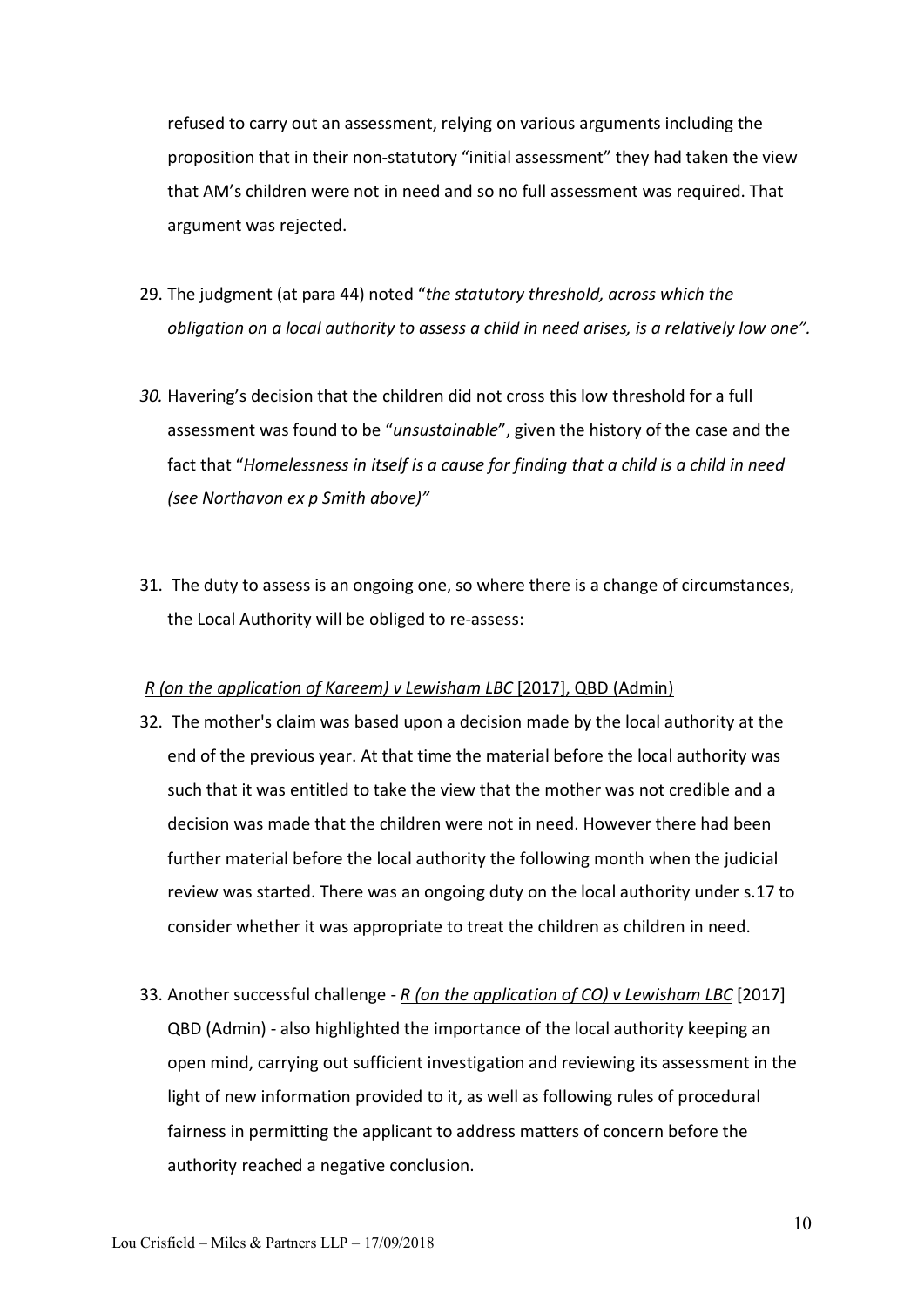refused to carry out an assessment, relying on various arguments including the proposition that in their non-statutory "initial assessment" they had taken the view that AM's children were not in need and so no full assessment was required. That argument was rejected.

29. The judgment (at para 44) noted "*the statutory threshold, across which the obligation on a local authority to assess a child in need arises, is a relatively low one".*

30. Havering's decision that the children did not cross this low threshold for a full assessment was found to be "*unsustainable*", given the history of the case and the fact that "*Homelessness in itself is a cause for finding that a child is a child in need (see Northavon ex p Smith above)"*

31. The duty to assess is an ongoing one, so where there is a change of circumstances, the Local Authority will be obliged to re-assess:

*R (on the application of Kareem) v Lewisham LBC* [2017], QBD (Admin)

32. The mother's claim was based upon a decision made by the local authority at the end of the previous year. At that time the material before the local authority was such that it was entitled to take the view that the mother was not credible and a decision was made that the children were not in need. However there had been further material before the local authority the following month when the judicial review was started. There was an ongoing duty on the local authority under s.17 to consider whether it was appropriate to treat the children as children in need.

33. Another successful challenge - *R (on the application of CO) v Lewisham LBC* [2017] QBD (Admin) - also highlighted the importance of the local authority keeping an open mind, carrying out sufficient investigation and reviewing its assessment in the light of new information provided to it, as well as following rules of procedural fairness in permitting the applicant to address matters of concern before the authority reached a negative conclusion.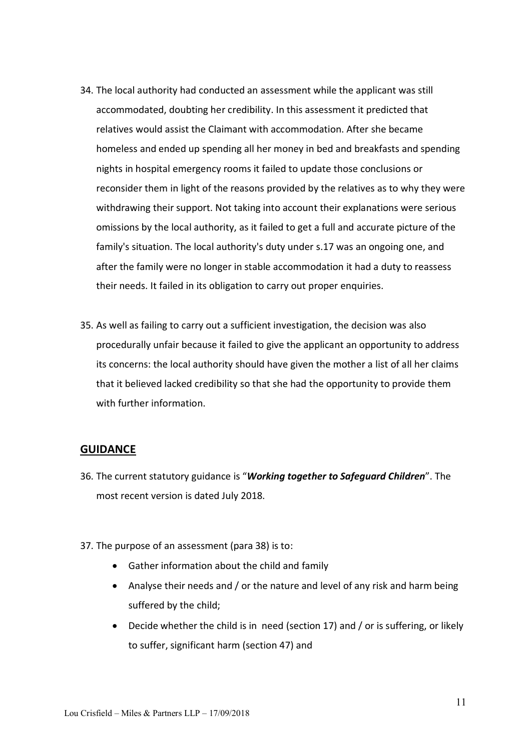34. The local authority had conducted an assessment while the applicant was still accommodated, doubting her credibility. In this assessment it predicted that relatives would assist the Claimant with accommodation. After she became homeless and ended up spending all her money in bed and breakfasts and spending nights in hospital emergency rooms it failed to update those conclusions or reconsider them in light of the reasons provided by the relatives as to why they were withdrawing their support. Not taking into account their explanations were serious omissions by the local authority, as it failed to get a full and accurate picture of the family's situation. The local authority's duty under s.17 was an ongoing one, and after the family were no longer in stable accommodation it had a duty to reassess their needs. It failed in its obligation to carry out proper enquiries.

35. As well as failing to carry out a sufficient investigation, the decision was also procedurally unfair because it failed to give the applicant an opportunity to address its concerns: the local authority should have given the mother a list of all her claims that it believed lacked credibility so that she had the opportunity to provide them with further information.

## GUIDANCE

36. The current statutory guidance is "***Working together to Safeguard Children***". The most recent version is dated July 2018.

37. The purpose of an assessment (para 38) is to:
    - Gather information about the child and family
    - Analyse their needs and / or the nature and level of any risk and harm being suffered by the child;
    - Decide whether the child is in need (section 17) and / or is suffering, or likely to suffer, significant harm (section 47) and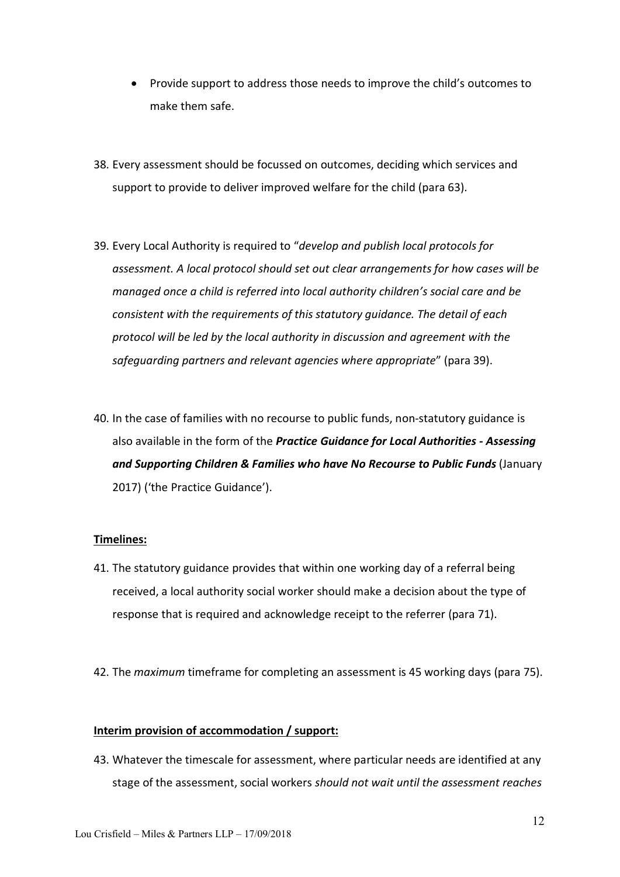- Provide support to address those needs to improve the child's outcomes to make them safe.

38. Every assessment should be focussed on outcomes, deciding which services and support to provide to deliver improved welfare for the child (para 63).

39. Every Local Authority is required to "*develop and publish local protocols for assessment. A local protocol should set out clear arrangements for how cases will be managed once a child is referred into local authority children's social care and be consistent with the requirements of this statutory guidance. The detail of each protocol will be led by the local authority in discussion and agreement with the safeguarding partners and relevant agencies where appropriate*" (para 39).

40. In the case of families with no recourse to public funds, non-statutory guidance is also available in the form of the ***Practice Guidance for Local Authorities - Assessing and Supporting Children & Families who have No Recourse to Public Funds*** (January 2017) ('the Practice Guidance').

**Timelines:**

41. The statutory guidance provides that within one working day of a referral being received, a local authority social worker should make a decision about the type of response that is required and acknowledge receipt to the referrer (para 71).

42. The *maximum* timeframe for completing an assessment is 45 working days (para 75).

**Interim provision of accommodation / support:**

43. Whatever the timescale for assessment, where particular needs are identified at any stage of the assessment, social workers *should not wait until the assessment reaches*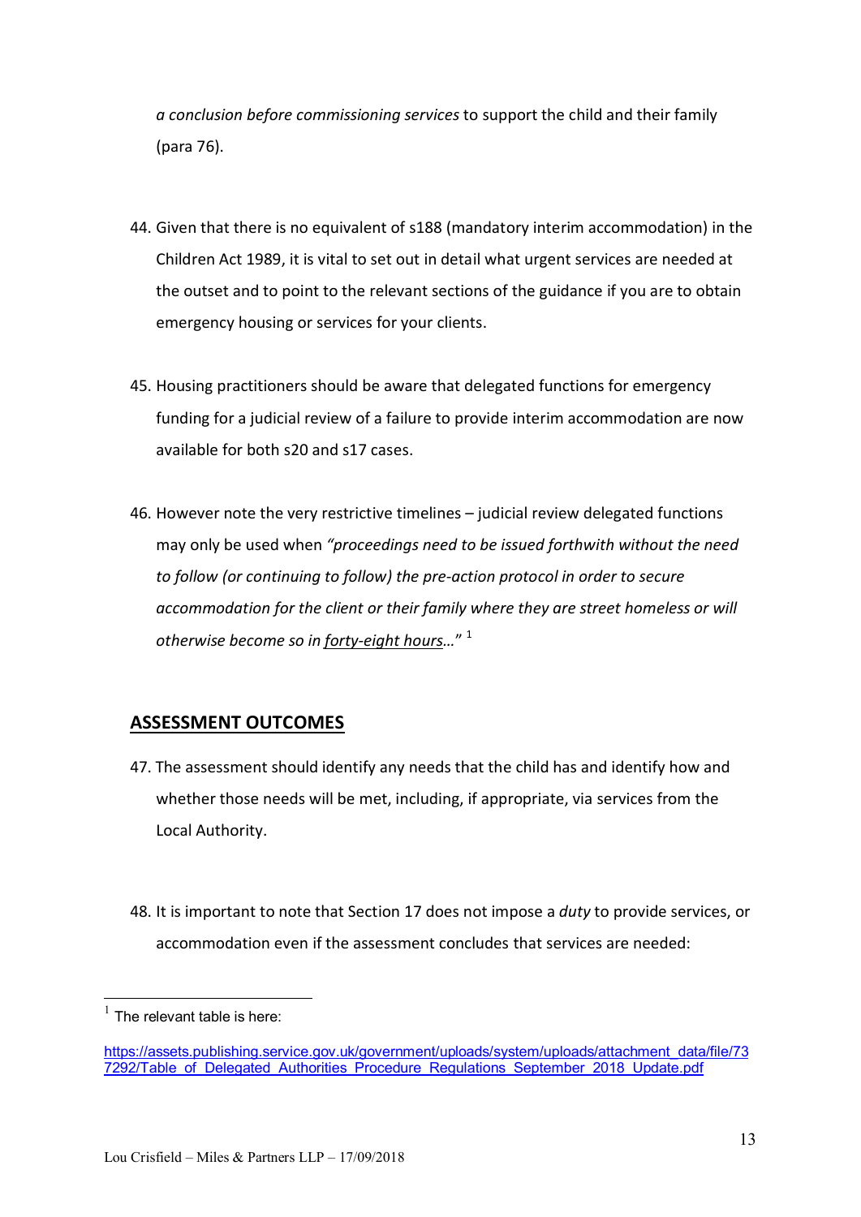*a conclusion before commissioning services* to support the child and their family (para 76).

44. Given that there is no equivalent of s188 (mandatory interim accommodation) in the Children Act 1989, it is vital to set out in detail what urgent services are needed at the outset and to point to the relevant sections of the guidance if you are to obtain emergency housing or services for your clients.

45. Housing practitioners should be aware that delegated functions for emergency funding for a judicial review of a failure to provide interim accommodation are now available for both s20 and s17 cases.

46. However note the very restrictive timelines – judicial review delegated functions may only be used when *"proceedings need to be issued forthwith without the need to follow (or continuing to follow) the pre-action protocol in order to secure accommodation for the client or their family where they are street homeless or will otherwise become so in* <u>*forty-eight hours*</u>*…"* [1]

## ASSESSMENT OUTCOMES

47. The assessment should identify any needs that the child has and identify how and whether those needs will be met, including, if appropriate, via services from the Local Authority.

48. It is important to note that Section 17 does not impose a *duty* to provide services, or accommodation even if the assessment concludes that services are needed:

---

[1] The relevant table is here:

https://assets.publishing.service.gov.uk/government/uploads/system/uploads/attachment_data/file/737292/Table_of_Delegated_Authorities_Procedure_Regulations_September_2018_Update.pdf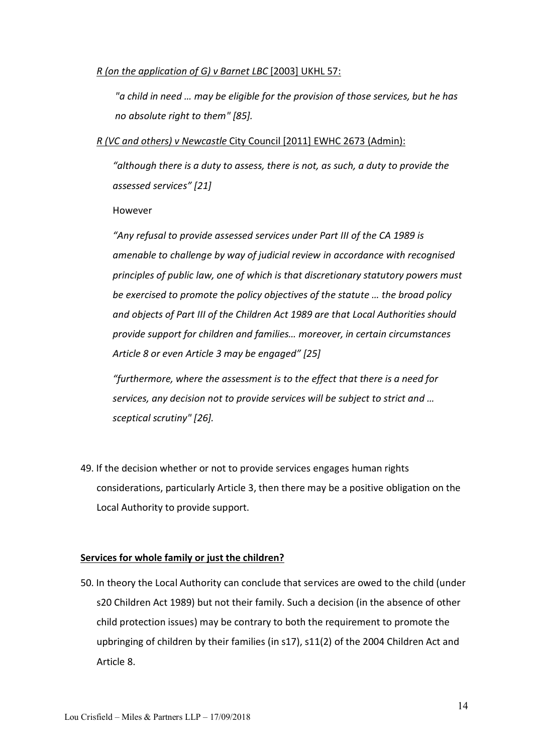<u>*R (on the application of G) v Barnet LBC* [2003] UKHL 57:</u>

> *"a child in need … may be eligible for the provision of those services, but he has no absolute right to them" [85].*

<u>*R (VC and others) v Newcastle* City Council [2011] EWHC 2673 (Admin):</u>

> *"although there is a duty to assess, there is not, as such, a duty to provide the assessed services" [21]*
>
> However
>
> *"Any refusal to provide assessed services under Part III of the CA 1989 is amenable to challenge by way of judicial review in accordance with recognised principles of public law, one of which is that discretionary statutory powers must be exercised to promote the policy objectives of the statute … the broad policy and objects of Part III of the Children Act 1989 are that Local Authorities should provide support for children and families… moreover, in certain circumstances Article 8 or even Article 3 may be engaged" [25]*
>
> *"furthermore, where the assessment is to the effect that there is a need for services, any decision not to provide services will be subject to strict and … sceptical scrutiny" [26].*

49. If the decision whether or not to provide services engages human rights considerations, particularly Article 3, then there may be a positive obligation on the Local Authority to provide support.

**<u>Services for whole family or just the children?</u>**

50. In theory the Local Authority can conclude that services are owed to the child (under s20 Children Act 1989) but not their family. Such a decision (in the absence of other child protection issues) may be contrary to both the requirement to promote the upbringing of children by their families (in s17), s11(2) of the 2004 Children Act and Article 8.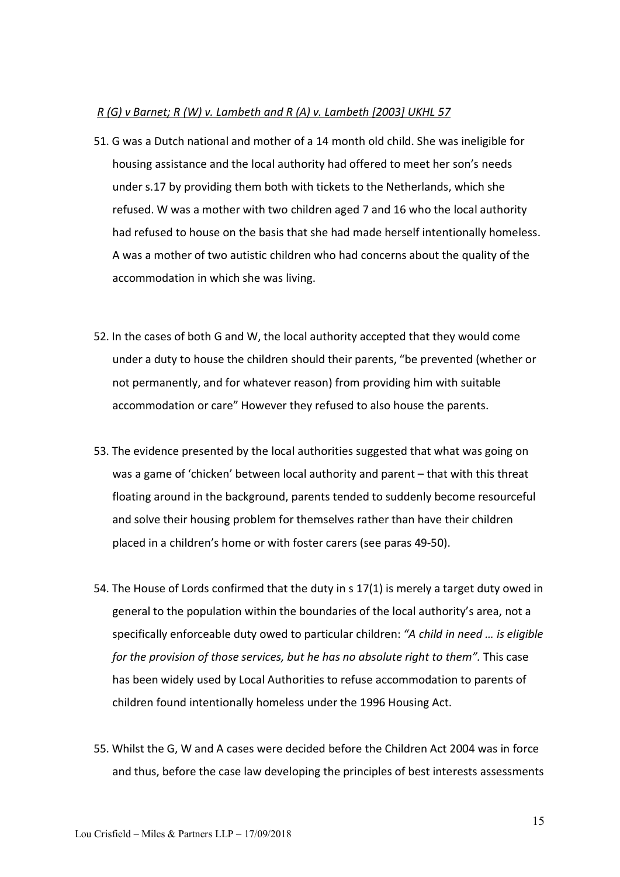*R (G) v Barnet; R (W) v. Lambeth and R (A) v. Lambeth [2003] UKHL 57*

51. G was a Dutch national and mother of a 14 month old child. She was ineligible for housing assistance and the local authority had offered to meet her son's needs under s.17 by providing them both with tickets to the Netherlands, which she refused. W was a mother with two children aged 7 and 16 who the local authority had refused to house on the basis that she had made herself intentionally homeless. A was a mother of two autistic children who had concerns about the quality of the accommodation in which she was living.

52. In the cases of both G and W, the local authority accepted that they would come under a duty to house the children should their parents, "be prevented (whether or not permanently, and for whatever reason) from providing him with suitable accommodation or care" However they refused to also house the parents.

53. The evidence presented by the local authorities suggested that what was going on was a game of 'chicken' between local authority and parent – that with this threat floating around in the background, parents tended to suddenly become resourceful and solve their housing problem for themselves rather than have their children placed in a children's home or with foster carers (see paras 49-50).

54. The House of Lords confirmed that the duty in s 17(1) is merely a target duty owed in general to the population within the boundaries of the local authority's area, not a specifically enforceable duty owed to particular children: *"A child in need … is eligible for the provision of those services, but he has no absolute right to them".* This case has been widely used by Local Authorities to refuse accommodation to parents of children found intentionally homeless under the 1996 Housing Act.

55. Whilst the G, W and A cases were decided before the Children Act 2004 was in force and thus, before the case law developing the principles of best interests assessments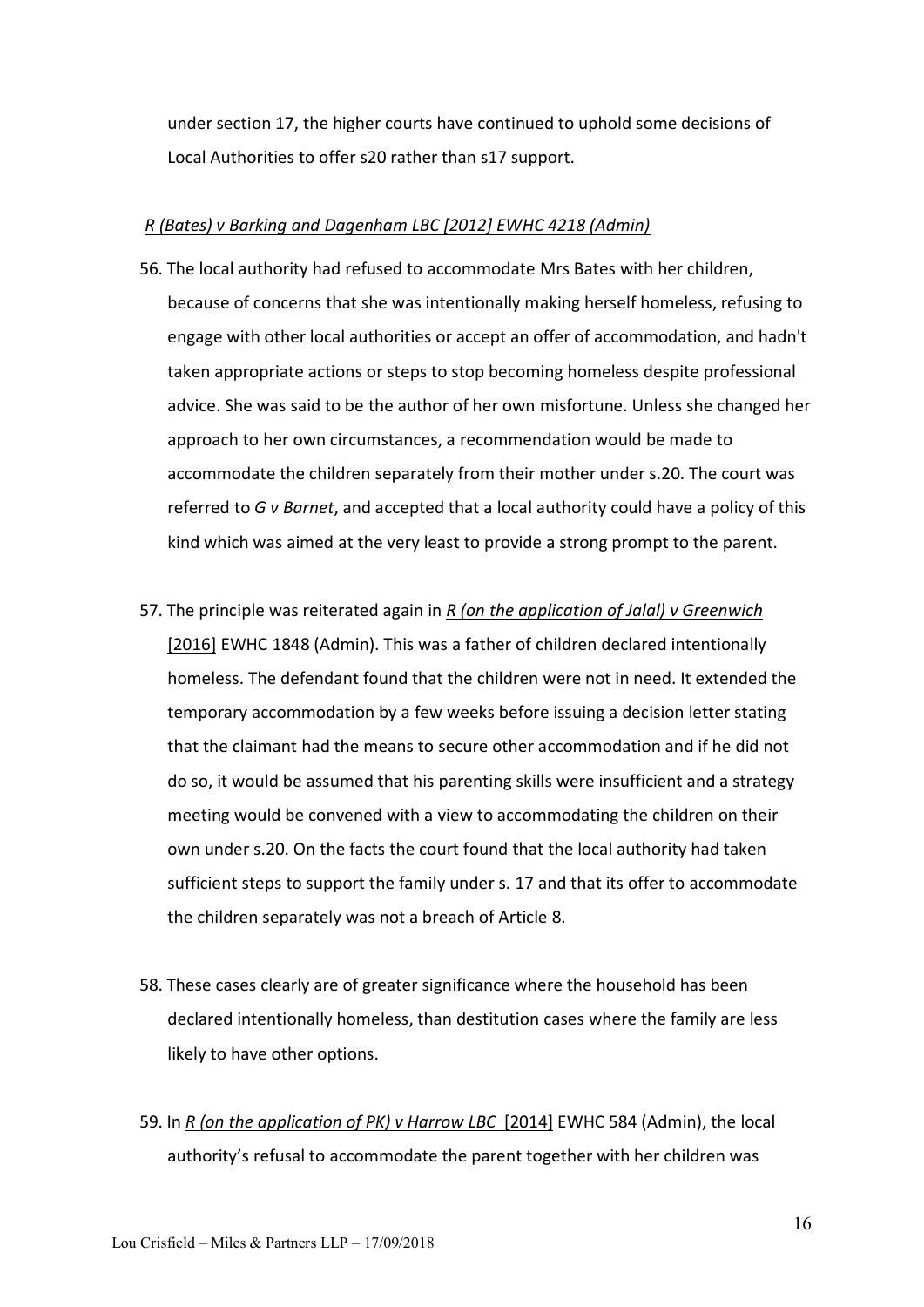under section 17, the higher courts have continued to uphold some decisions of Local Authorities to offer s20 rather than s17 support.

*R (Bates) v Barking and Dagenham LBC [2012] EWHC 4218 (Admin)*

56. The local authority had refused to accommodate Mrs Bates with her children, because of concerns that she was intentionally making herself homeless, refusing to engage with other local authorities or accept an offer of accommodation, and hadn't taken appropriate actions or steps to stop becoming homeless despite professional advice. She was said to be the author of her own misfortune. Unless she changed her approach to her own circumstances, a recommendation would be made to accommodate the children separately from their mother under s.20. The court was referred to *G v Barnet*, and accepted that a local authority could have a policy of this kind which was aimed at the very least to provide a strong prompt to the parent.

57. The principle was reiterated again in *R (on the application of Jalal) v Greenwich* [2016] EWHC 1848 (Admin). This was a father of children declared intentionally homeless. The defendant found that the children were not in need. It extended the temporary accommodation by a few weeks before issuing a decision letter stating that the claimant had the means to secure other accommodation and if he did not do so, it would be assumed that his parenting skills were insufficient and a strategy meeting would be convened with a view to accommodating the children on their own under s.20. On the facts the court found that the local authority had taken sufficient steps to support the family under s. 17 and that its offer to accommodate the children separately was not a breach of Article 8.

58. These cases clearly are of greater significance where the household has been declared intentionally homeless, than destitution cases where the family are less likely to have other options.

59. In *R (on the application of PK) v Harrow LBC* [2014] EWHC 584 (Admin), the local authority's refusal to accommodate the parent together with her children was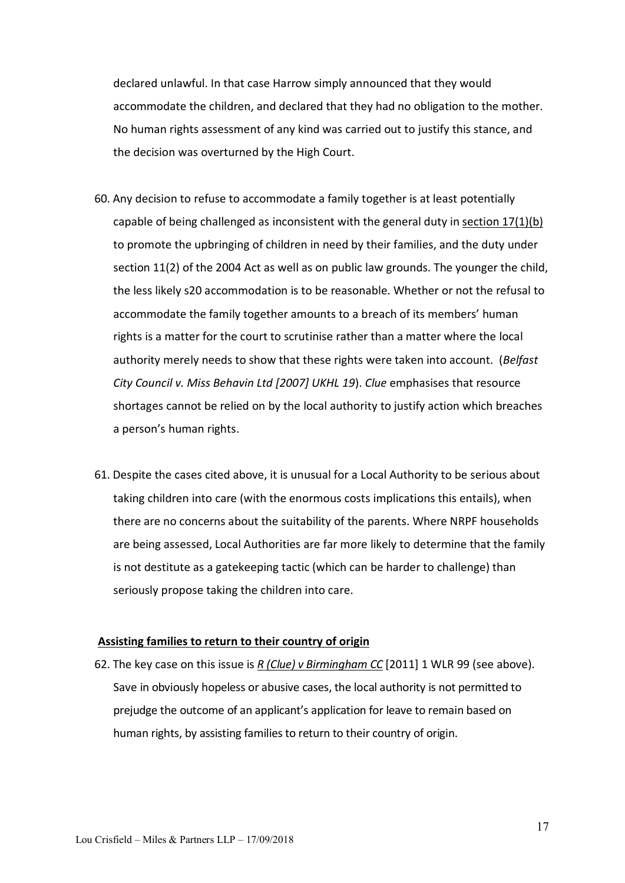declared unlawful. In that case Harrow simply announced that they would accommodate the children, and declared that they had no obligation to the mother. No human rights assessment of any kind was carried out to justify this stance, and the decision was overturned by the High Court.

60. Any decision to refuse to accommodate a family together is at least potentially capable of being challenged as inconsistent with the general duty in section 17(1)(b) to promote the upbringing of children in need by their families, and the duty under section 11(2) of the 2004 Act as well as on public law grounds. The younger the child, the less likely s20 accommodation is to be reasonable. Whether or not the refusal to accommodate the family together amounts to a breach of its members' human rights is a matter for the court to scrutinise rather than a matter where the local authority merely needs to show that these rights were taken into account. (*Belfast City Council v. Miss Behavin Ltd [2007] UKHL 19*). *Clue* emphasises that resource shortages cannot be relied on by the local authority to justify action which breaches a person's human rights.

61. Despite the cases cited above, it is unusual for a Local Authority to be serious about taking children into care (with the enormous costs implications this entails), when there are no concerns about the suitability of the parents. Where NRPF households are being assessed, Local Authorities are far more likely to determine that the family is not destitute as a gatekeeping tactic (which can be harder to challenge) than seriously propose taking the children into care.

**Assisting families to return to their country of origin**

62. The key case on this issue is *R (Clue) v Birmingham CC* [2011] 1 WLR 99 (see above). Save in obviously hopeless or abusive cases, the local authority is not permitted to prejudge the outcome of an applicant's application for leave to remain based on human rights, by assisting families to return to their country of origin.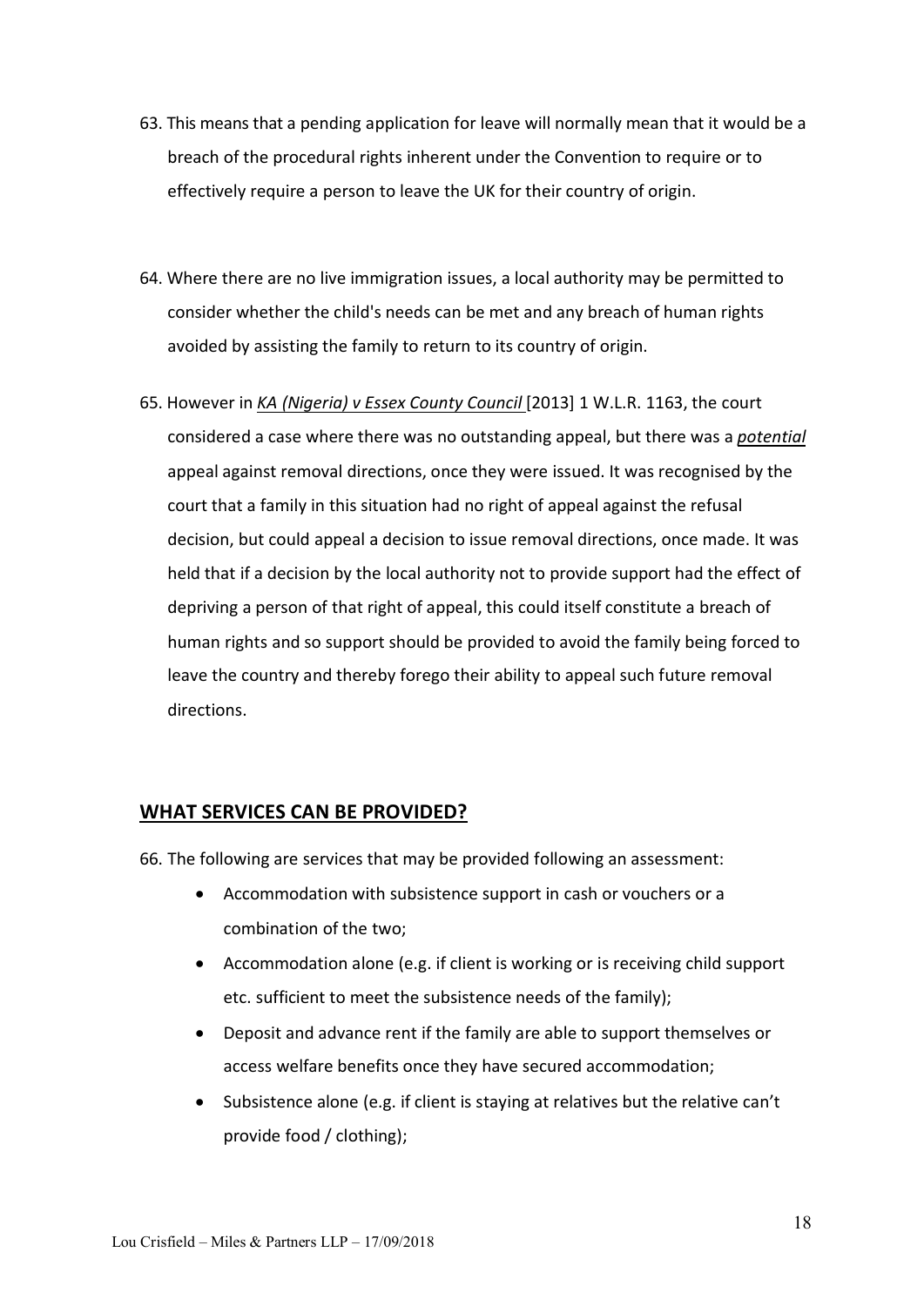63. This means that a pending application for leave will normally mean that it would be a breach of the procedural rights inherent under the Convention to require or to effectively require a person to leave the UK for their country of origin.

64. Where there are no live immigration issues, a local authority may be permitted to consider whether the child's needs can be met and any breach of human rights avoided by assisting the family to return to its country of origin.

65. However in ***KA (Nigeria) v Essex County Council*** [2013] 1 W.L.R. 1163, the court considered a case where there was no outstanding appeal, but there was a ***potential*** appeal against removal directions, once they were issued. It was recognised by the court that a family in this situation had no right of appeal against the refusal decision, but could appeal a decision to issue removal directions, once made. It was held that if a decision by the local authority not to provide support had the effect of depriving a person of that right of appeal, this could itself constitute a breach of human rights and so support should be provided to avoid the family being forced to leave the country and thereby forego their ability to appeal such future removal directions.

## WHAT SERVICES CAN BE PROVIDED?

66. The following are services that may be provided following an assessment:
    - Accommodation with subsistence support in cash or vouchers or a combination of the two;
    - Accommodation alone (e.g. if client is working or is receiving child support etc. sufficient to meet the subsistence needs of the family);
    - Deposit and advance rent if the family are able to support themselves or access welfare benefits once they have secured accommodation;
    - Subsistence alone (e.g. if client is staying at relatives but the relative can't provide food / clothing);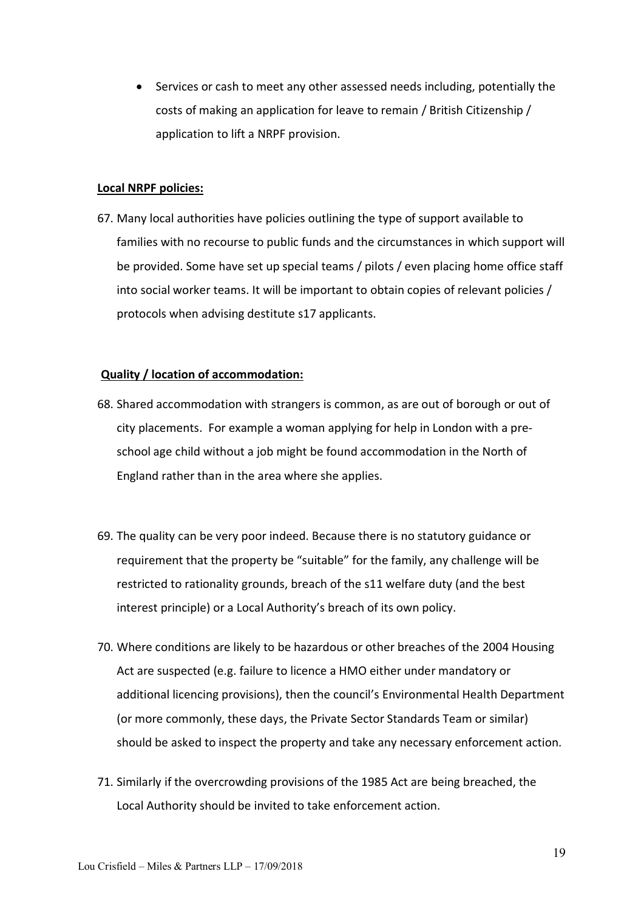- Services or cash to meet any other assessed needs including, potentially the costs of making an application for leave to remain / British Citizenship / application to lift a NRPF provision.

**Local NRPF policies:**

67. Many local authorities have policies outlining the type of support available to families with no recourse to public funds and the circumstances in which support will be provided. Some have set up special teams / pilots / even placing home office staff into social worker teams. It will be important to obtain copies of relevant policies / protocols when advising destitute s17 applicants.

**Quality / location of accommodation:**

68. Shared accommodation with strangers is common, as are out of borough or out of city placements. For example a woman applying for help in London with a pre-school age child without a job might be found accommodation in the North of England rather than in the area where she applies.

69. The quality can be very poor indeed. Because there is no statutory guidance or requirement that the property be "suitable" for the family, any challenge will be restricted to rationality grounds, breach of the s11 welfare duty (and the best interest principle) or a Local Authority's breach of its own policy.

70. Where conditions are likely to be hazardous or other breaches of the 2004 Housing Act are suspected (e.g. failure to licence a HMO either under mandatory or additional licencing provisions), then the council's Environmental Health Department (or more commonly, these days, the Private Sector Standards Team or similar) should be asked to inspect the property and take any necessary enforcement action.

71. Similarly if the overcrowding provisions of the 1985 Act are being breached, the Local Authority should be invited to take enforcement action.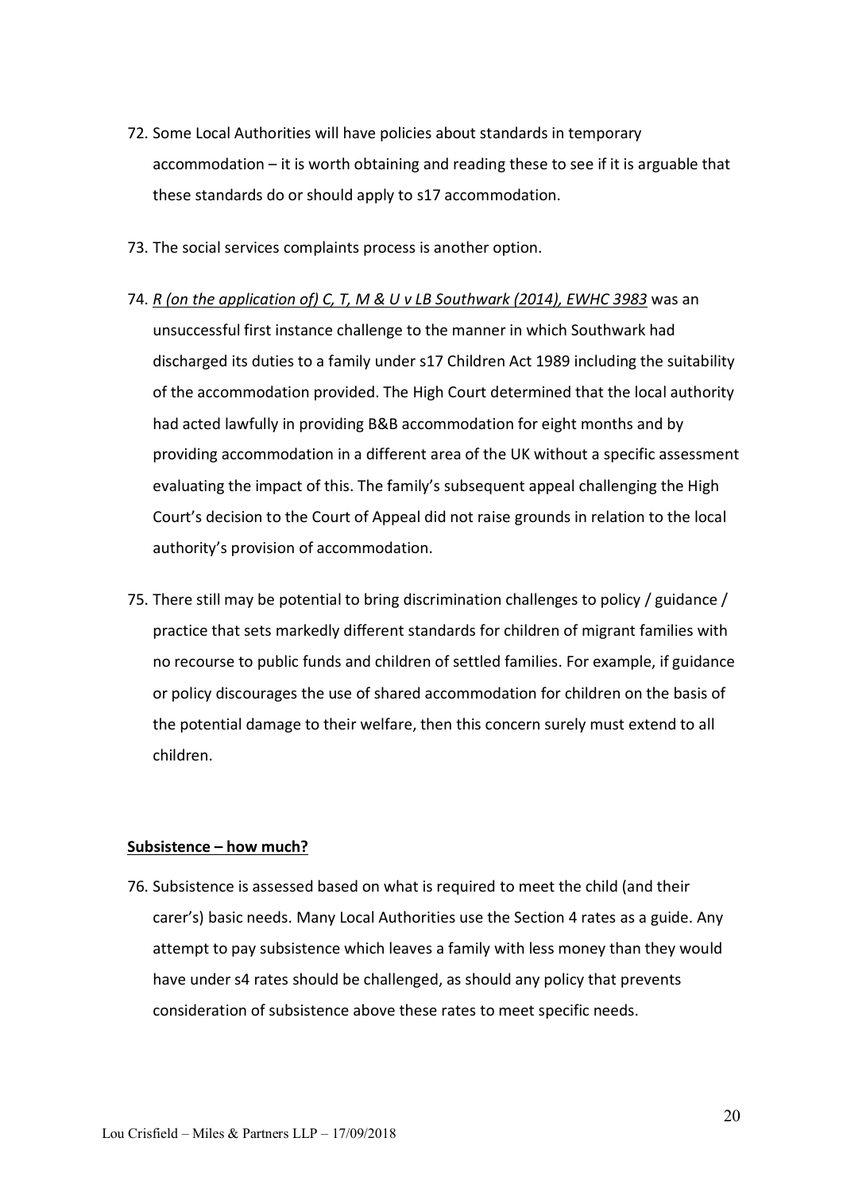72. Some Local Authorities will have policies about standards in temporary accommodation – it is worth obtaining and reading these to see if it is arguable that these standards do or should apply to s17 accommodation.

73. The social services complaints process is another option.

74. *R (on the application of) C, T, M & U v LB Southwark (2014), EWHC 3983* was an unsuccessful first instance challenge to the manner in which Southwark had discharged its duties to a family under s17 Children Act 1989 including the suitability of the accommodation provided. The High Court determined that the local authority had acted lawfully in providing B&B accommodation for eight months and by providing accommodation in a different area of the UK without a specific assessment evaluating the impact of this. The family's subsequent appeal challenging the High Court's decision to the Court of Appeal did not raise grounds in relation to the local authority's provision of accommodation.

75. There still may be potential to bring discrimination challenges to policy / guidance / practice that sets markedly different standards for children of migrant families with no recourse to public funds and children of settled families. For example, if guidance or policy discourages the use of shared accommodation for children on the basis of the potential damage to their welfare, then this concern surely must extend to all children.

**Subsistence – how much?**

76. Subsistence is assessed based on what is required to meet the child (and their carer's) basic needs. Many Local Authorities use the Section 4 rates as a guide. Any attempt to pay subsistence which leaves a family with less money than they would have under s4 rates should be challenged, as should any policy that prevents consideration of subsistence above these rates to meet specific needs.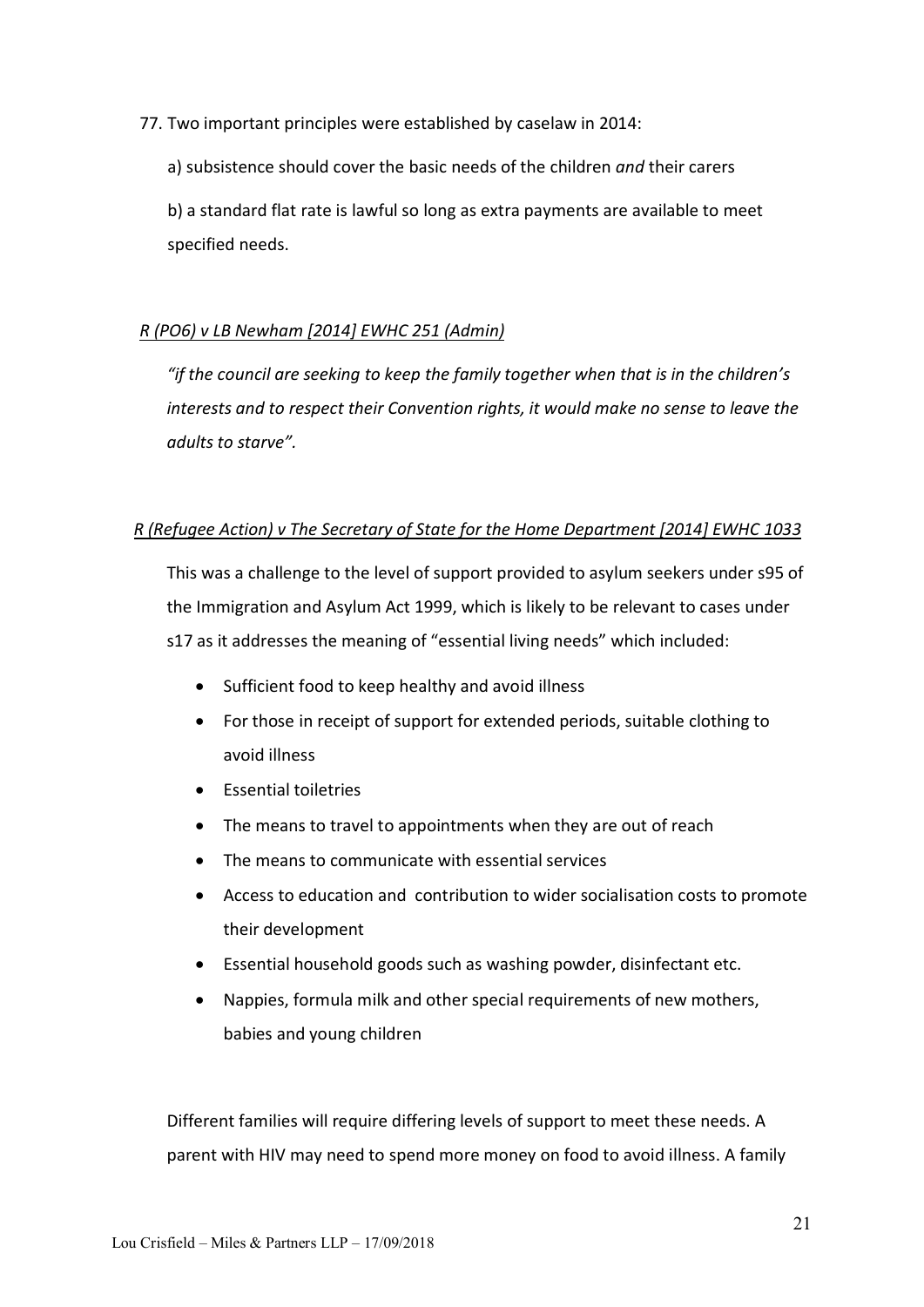77. Two important principles were established by caselaw in 2014:

    a) subsistence should cover the basic needs of the children *and* their carers

    b) a standard flat rate is lawful so long as extra payments are available to meet specified needs.

*R (PO6) v LB Newham [2014] EWHC 251 (Admin)*

*"if the council are seeking to keep the family together when that is in the children's interests and to respect their Convention rights, it would make no sense to leave the adults to starve".*

*R (Refugee Action) v The Secretary of State for the Home Department [2014] EWHC 1033*

This was a challenge to the level of support provided to asylum seekers under s95 of the Immigration and Asylum Act 1999, which is likely to be relevant to cases under s17 as it addresses the meaning of "essential living needs" which included:

- Sufficient food to keep healthy and avoid illness
- For those in receipt of support for extended periods, suitable clothing to avoid illness
- Essential toiletries
- The means to travel to appointments when they are out of reach
- The means to communicate with essential services
- Access to education and contribution to wider socialisation costs to promote their development
- Essential household goods such as washing powder, disinfectant etc.
- Nappies, formula milk and other special requirements of new mothers, babies and young children

Different families will require differing levels of support to meet these needs. A parent with HIV may need to spend more money on food to avoid illness. A family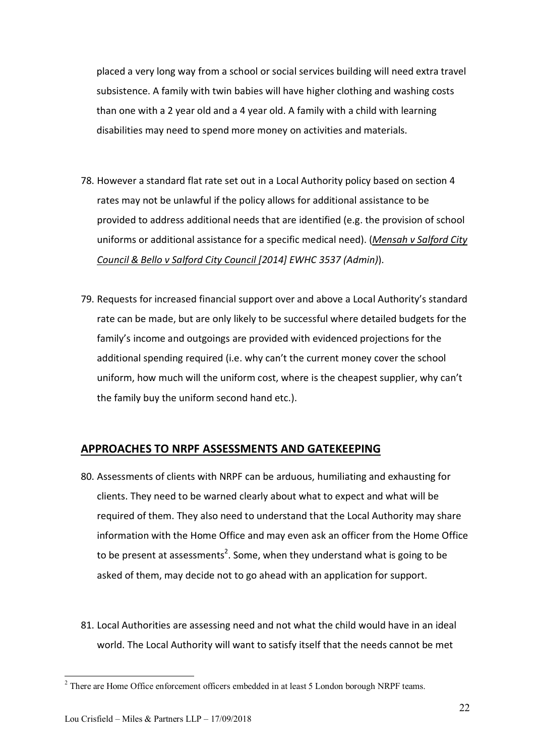placed a very long way from a school or social services building will need extra travel subsistence. A family with twin babies will have higher clothing and washing costs than one with a 2 year old and a 4 year old. A family with a child with learning disabilities may need to spend more money on activities and materials.

78. However a standard flat rate set out in a Local Authority policy based on section 4 rates may not be unlawful if the policy allows for additional assistance to be provided to address additional needs that are identified (e.g. the provision of school uniforms or additional assistance for a specific medical need). (*Mensah v Salford City Council & Bello v Salford City Council [2014] EWHC 3537 (Admin)*).

79. Requests for increased financial support over and above a Local Authority's standard rate can be made, but are only likely to be successful where detailed budgets for the family's income and outgoings are provided with evidenced projections for the additional spending required (i.e. why can't the current money cover the school uniform, how much will the uniform cost, where is the cheapest supplier, why can't the family buy the uniform second hand etc.).

## APPROACHES TO NRPF ASSESSMENTS AND GATEKEEPING

80. Assessments of clients with NRPF can be arduous, humiliating and exhausting for clients. They need to be warned clearly about what to expect and what will be required of them. They also need to understand that the Local Authority may share information with the Home Office and may even ask an officer from the Home Office to be present at assessments[2]. Some, when they understand what is going to be asked of them, may decide not to go ahead with an application for support.

81. Local Authorities are assessing need and not what the child would have in an ideal world. The Local Authority will want to satisfy itself that the needs cannot be met

[2] There are Home Office enforcement officers embedded in at least 5 London borough NRPF teams.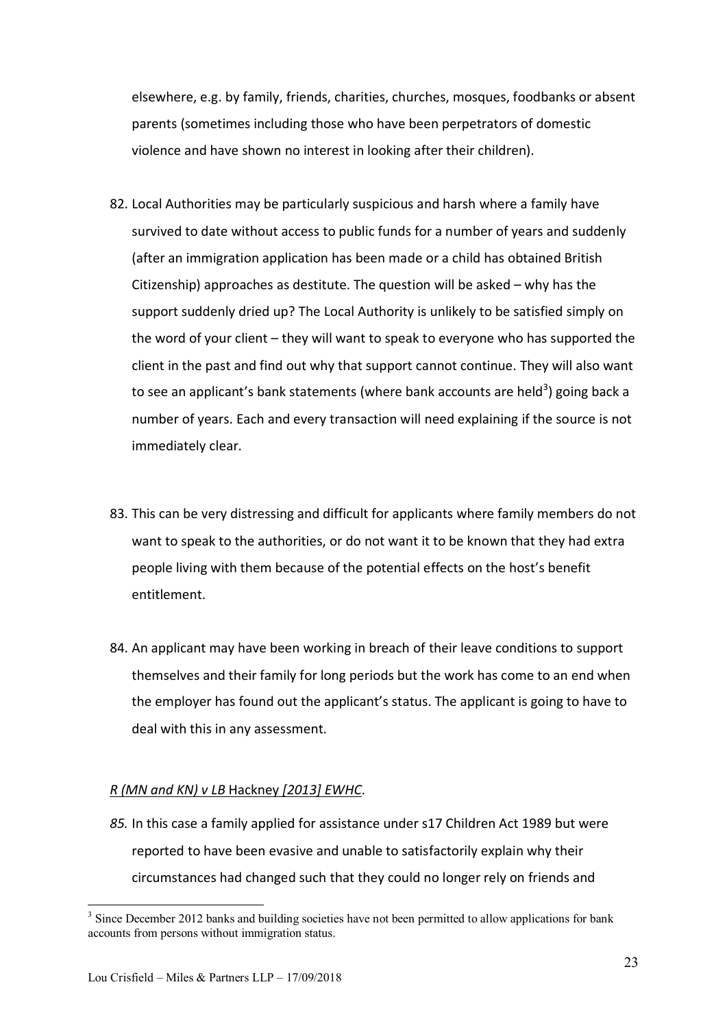elsewhere, e.g. by family, friends, charities, churches, mosques, foodbanks or absent parents (sometimes including those who have been perpetrators of domestic violence and have shown no interest in looking after their children).

82. Local Authorities may be particularly suspicious and harsh where a family have survived to date without access to public funds for a number of years and suddenly (after an immigration application has been made or a child has obtained British Citizenship) approaches as destitute. The question will be asked – why has the support suddenly dried up? The Local Authority is unlikely to be satisfied simply on the word of your client – they will want to speak to everyone who has supported the client in the past and find out why that support cannot continue. They will also want to see an applicant's bank statements (where bank accounts are held[3]) going back a number of years. Each and every transaction will need explaining if the source is not immediately clear.

83. This can be very distressing and difficult for applicants where family members do not want to speak to the authorities, or do not want it to be known that they had extra people living with them because of the potential effects on the host's benefit entitlement.

84. An applicant may have been working in breach of their leave conditions to support themselves and their family for long periods but the work has come to an end when the employer has found out the applicant's status. The applicant is going to have to deal with this in any assessment.

*R (MN and KN) v LB* Hackney *[2013] EWHC*.

*85.* In this case a family applied for assistance under s17 Children Act 1989 but were reported to have been evasive and unable to satisfactorily explain why their circumstances had changed such that they could no longer rely on friends and

[3] Since December 2012 banks and building societies have not been permitted to allow applications for bank accounts from persons without immigration status.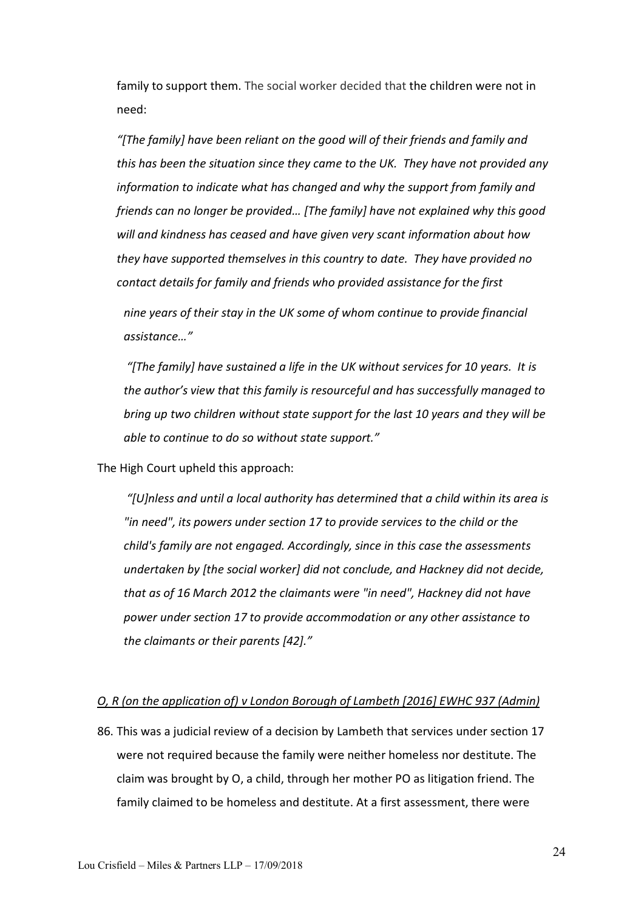family to support them. The social worker decided that the children were not in need:

*"[The family] have been reliant on the good will of their friends and family and this has been the situation since they came to the UK. They have not provided any information to indicate what has changed and why the support from family and friends can no longer be provided… [The family] have not explained why this good will and kindness has ceased and have given very scant information about how they have supported themselves in this country to date. They have provided no contact details for family and friends who provided assistance for the first nine years of their stay in the UK some of whom continue to provide financial assistance…"*

*"[The family] have sustained a life in the UK without services for 10 years. It is the author's view that this family is resourceful and has successfully managed to bring up two children without state support for the last 10 years and they will be able to continue to do so without state support."*

The High Court upheld this approach:

*"[U]nless and until a local authority has determined that a child within its area is "in need", its powers under section 17 to provide services to the child or the child's family are not engaged. Accordingly, since in this case the assessments undertaken by [the social worker] did not conclude, and Hackney did not decide, that as of 16 March 2012 the claimants were "in need", Hackney did not have power under section 17 to provide accommodation or any other assistance to the claimants or their parents [42]."*

<u>*O, R (on the application of) v London Borough of Lambeth [2016] EWHC 937 (Admin)*</u>

86. This was a judicial review of a decision by Lambeth that services under section 17 were not required because the family were neither homeless nor destitute. The claim was brought by O, a child, through her mother PO as litigation friend. The family claimed to be homeless and destitute. At a first assessment, there were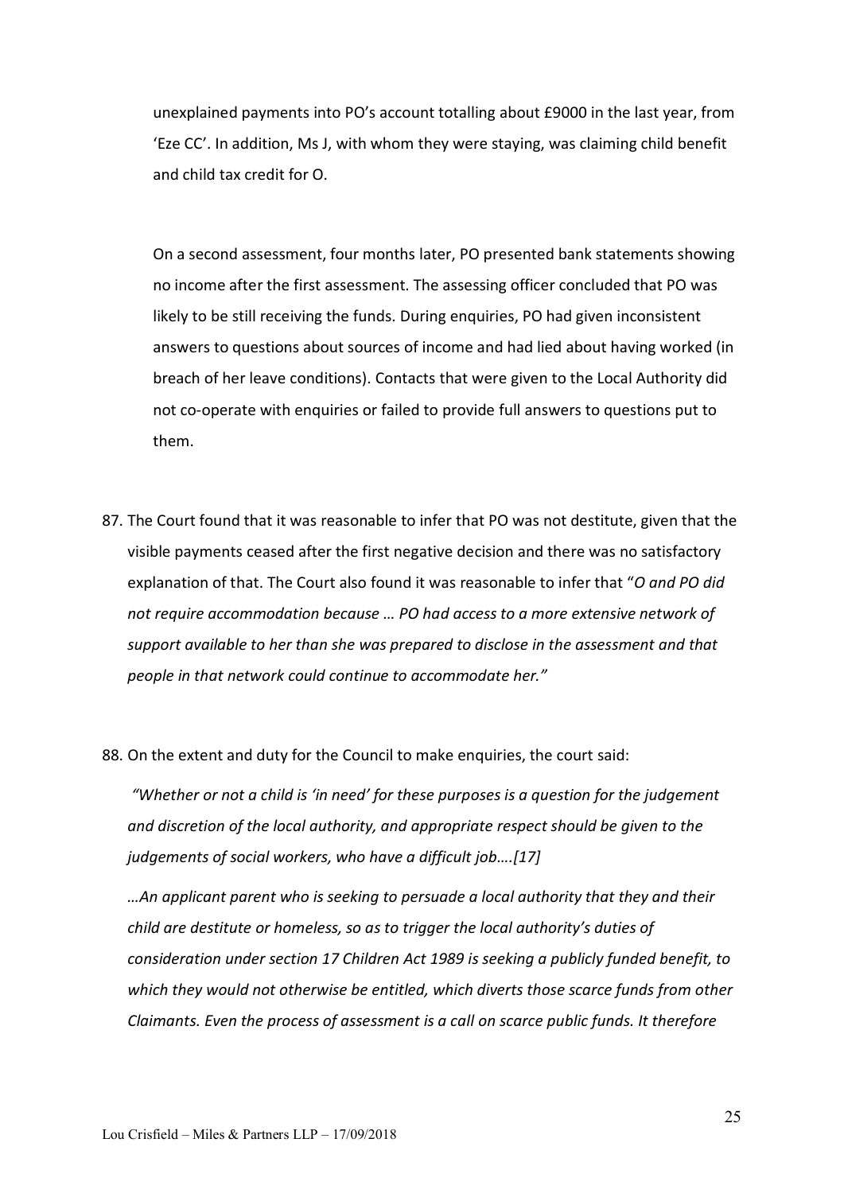unexplained payments into PO's account totalling about £9000 in the last year, from 'Eze CC'. In addition, Ms J, with whom they were staying, was claiming child benefit and child tax credit for O.

On a second assessment, four months later, PO presented bank statements showing no income after the first assessment. The assessing officer concluded that PO was likely to be still receiving the funds. During enquiries, PO had given inconsistent answers to questions about sources of income and had lied about having worked (in breach of her leave conditions). Contacts that were given to the Local Authority did not co-operate with enquiries or failed to provide full answers to questions put to them.

87. The Court found that it was reasonable to infer that PO was not destitute, given that the visible payments ceased after the first negative decision and there was no satisfactory explanation of that. The Court also found it was reasonable to infer that "*O and PO did not require accommodation because … PO had access to a more extensive network of support available to her than she was prepared to disclose in the assessment and that people in that network could continue to accommodate her.*"

88. On the extent and duty for the Council to make enquiries, the court said:

*"Whether or not a child is 'in need' for these purposes is a question for the judgement and discretion of the local authority, and appropriate respect should be given to the judgements of social workers, who have a difficult job….[17]*

*…An applicant parent who is seeking to persuade a local authority that they and their child are destitute or homeless, so as to trigger the local authority's duties of consideration under section 17 Children Act 1989 is seeking a publicly funded benefit, to which they would not otherwise be entitled, which diverts those scarce funds from other Claimants. Even the process of assessment is a call on scarce public funds. It therefore*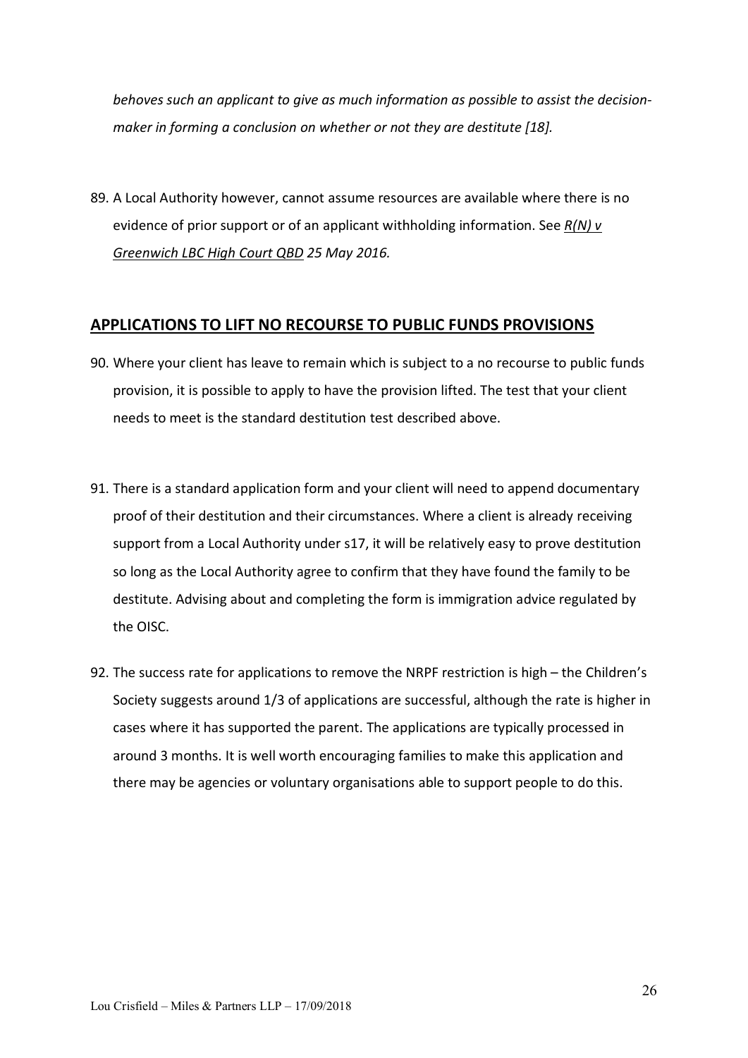*behoves such an applicant to give as much information as possible to assist the decision-maker in forming a conclusion on whether or not they are destitute [18].*

89. A Local Authority however, cannot assume resources are available where there is no evidence of prior support or of an applicant withholding information. See *R(N) v Greenwich LBC High Court QBD 25 May 2016.*

## APPLICATIONS TO LIFT NO RECOURSE TO PUBLIC FUNDS PROVISIONS

90. Where your client has leave to remain which is subject to a no recourse to public funds provision, it is possible to apply to have the provision lifted. The test that your client needs to meet is the standard destitution test described above.

91. There is a standard application form and your client will need to append documentary proof of their destitution and their circumstances. Where a client is already receiving support from a Local Authority under s17, it will be relatively easy to prove destitution so long as the Local Authority agree to confirm that they have found the family to be destitute. Advising about and completing the form is immigration advice regulated by the OISC.

92. The success rate for applications to remove the NRPF restriction is high – the Children's Society suggests around 1/3 of applications are successful, although the rate is higher in cases where it has supported the parent. The applications are typically processed in around 3 months. It is well worth encouraging families to make this application and there may be agencies or voluntary organisations able to support people to do this.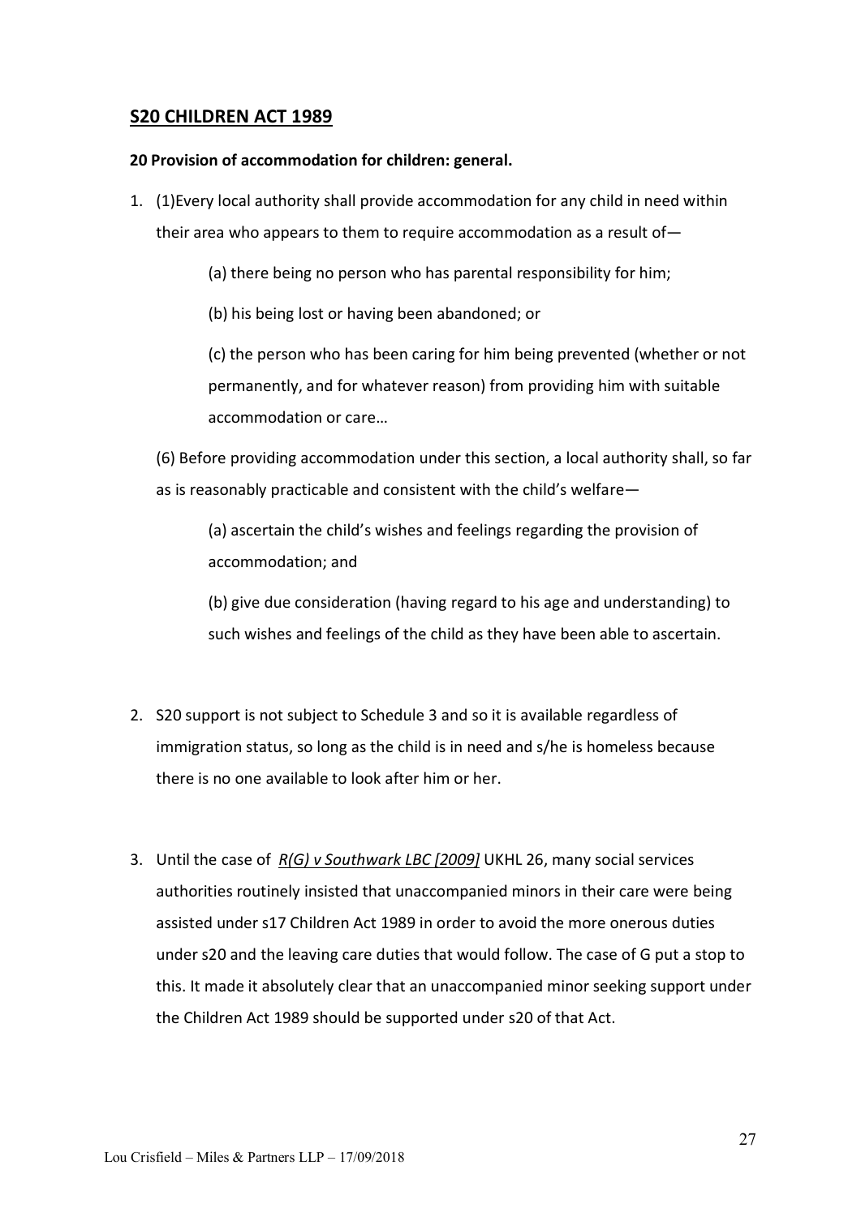## S20 CHILDREN ACT 1989

**20 Provision of accommodation for children: general.**

1. (1)Every local authority shall provide accommodation for any child in need within their area who appears to them to require accommodation as a result of—

   (a) there being no person who has parental responsibility for him;

   (b) his being lost or having been abandoned; or

   (c) the person who has been caring for him being prevented (whether or not permanently, and for whatever reason) from providing him with suitable accommodation or care…

   (6) Before providing accommodation under this section, a local authority shall, so far as is reasonably practicable and consistent with the child's welfare—

   (a) ascertain the child's wishes and feelings regarding the provision of accommodation; and

   (b) give due consideration (having regard to his age and understanding) to such wishes and feelings of the child as they have been able to ascertain.

2. S20 support is not subject to Schedule 3 and so it is available regardless of immigration status, so long as the child is in need and s/he is homeless because there is no one available to look after him or her.

3. Until the case of *R(G) v Southwark LBC [2009]* UKHL 26, many social services authorities routinely insisted that unaccompanied minors in their care were being assisted under s17 Children Act 1989 in order to avoid the more onerous duties under s20 and the leaving care duties that would follow. The case of G put a stop to this. It made it absolutely clear that an unaccompanied minor seeking support under the Children Act 1989 should be supported under s20 of that Act.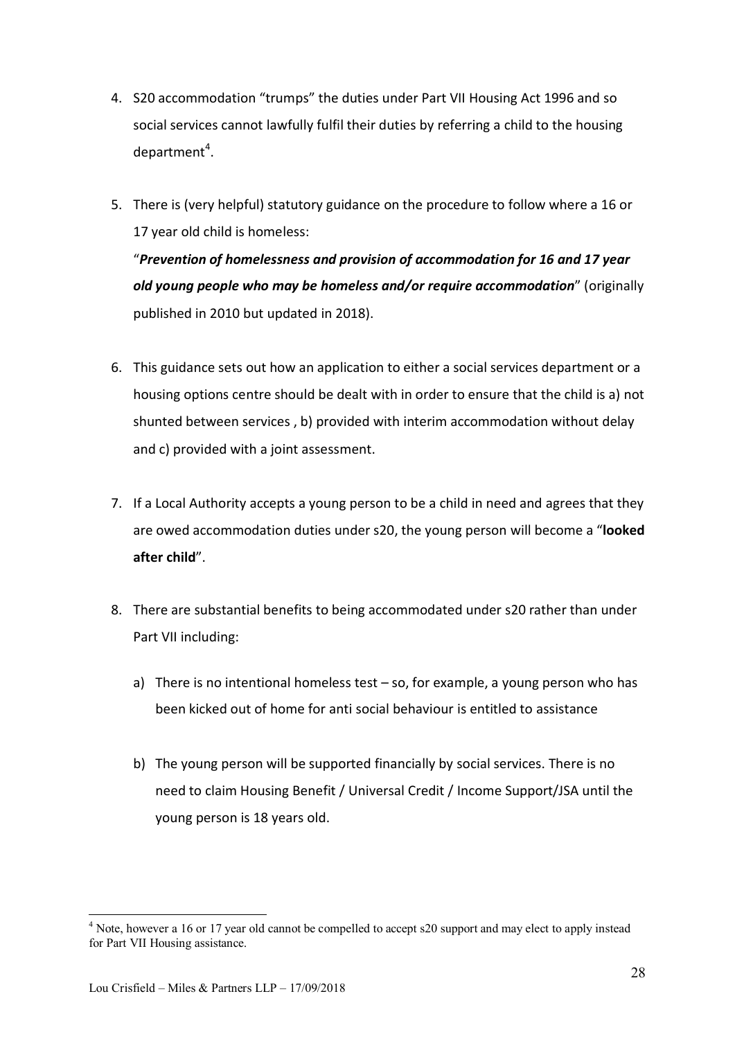4. S20 accommodation "trumps" the duties under Part VII Housing Act 1996 and so social services cannot lawfully fulfil their duties by referring a child to the housing department[4].

5. There is (very helpful) statutory guidance on the procedure to follow where a 16 or 17 year old child is homeless:
   "***Prevention of homelessness and provision of accommodation for 16 and 17 year old young people who may be homeless and/or require accommodation***" (originally published in 2010 but updated in 2018).

6. This guidance sets out how an application to either a social services department or a housing options centre should be dealt with in order to ensure that the child is a) not shunted between services , b) provided with interim accommodation without delay and c) provided with a joint assessment.

7. If a Local Authority accepts a young person to be a child in need and agrees that they are owed accommodation duties under s20, the young person will become a "**looked after child**".

8. There are substantial benefits to being accommodated under s20 rather than under Part VII including:

   a) There is no intentional homeless test – so, for example, a young person who has been kicked out of home for anti social behaviour is entitled to assistance

   b) The young person will be supported financially by social services. There is no need to claim Housing Benefit / Universal Credit / Income Support/JSA until the young person is 18 years old.

[4] Note, however a 16 or 17 year old cannot be compelled to accept s20 support and may elect to apply instead for Part VII Housing assistance.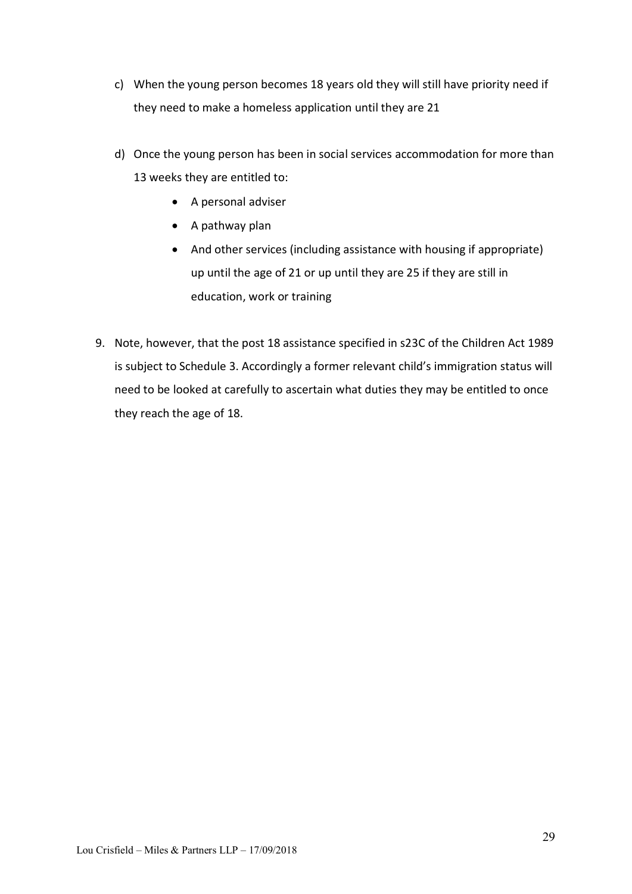c) When the young person becomes 18 years old they will still have priority need if they need to make a homeless application until they are 21

d) Once the young person has been in social services accommodation for more than 13 weeks they are entitled to:

   - A personal adviser
   - A pathway plan
   - And other services (including assistance with housing if appropriate) up until the age of 21 or up until they are 25 if they are still in education, work or training

9. Note, however, that the post 18 assistance specified in s23C of the Children Act 1989 is subject to Schedule 3. Accordingly a former relevant child's immigration status will need to be looked at carefully to ascertain what duties they may be entitled to once they reach the age of 18.